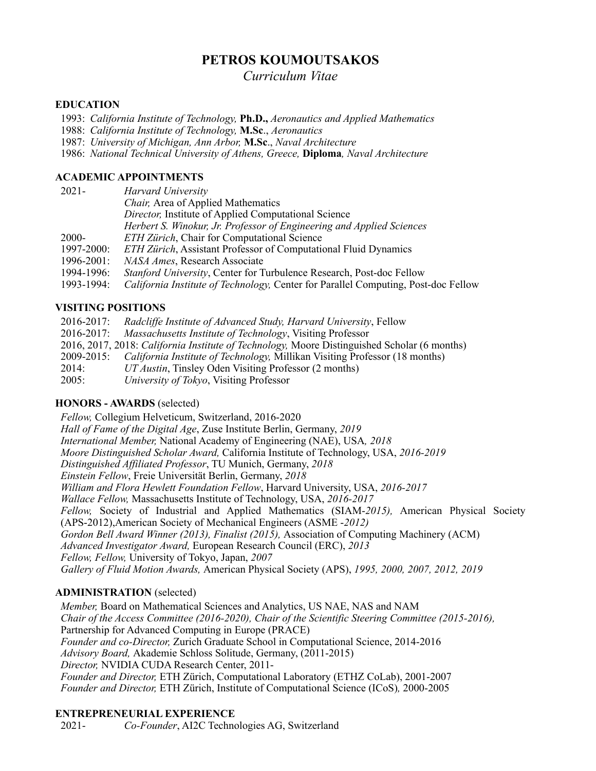# PETROS KOUMOUTSAKOS

*Curriculum Vitae*

## EDUCATION

1993: *California Institute of Technology,* **Ph.D.,** *Aeronautics and Applied Mathematics*
1988: *California Institute of Technology,* **M.Sc**., *Aeronautics*
1987: *University of Michigan, Ann Arbor,* **M.Sc**., *Naval Architecture*
1986: *National Technical University of Athens, Greece,* **Diploma***, Naval Architecture*

## ACADEMIC APPOINTMENTS

| | |
|---|---|
| 2021- | *Harvard University* |
| | *Chair,* Area of Applied Mathematics |
| | *Director,* Institute of Applied Computational Science |
| | *Herbert S. Winokur, Jr. Professor of Engineering and Applied Sciences* |
| 2000- | *ETH Zürich*, Chair for Computational Science |
| 1997-2000: | *ETH Zürich*, Assistant Professor of Computational Fluid Dynamics |
| 1996-2001: | *NASA Ames*, Research Associate |
| 1994-1996: | *Stanford University*, Center for Turbulence Research, Post-doc Fellow |
| 1993-1994: | *California Institute of Technology,* Center for Parallel Computing, Post-doc Fellow |

## VISITING POSITIONS

2016-2017: *Radcliffe Institute of Advanced Study, Harvard University*, Fellow
2016-2017: *Massachusetts Institute of Technology*, Visiting Professor
2016, 2017, 2018: *California Institute of Technology,* Moore Distinguished Scholar (6 months)
2009-2015: *California Institute of Technology,* Millikan Visiting Professor (18 months)
2014: *UT Austin*, Tinsley Oden Visiting Professor (2 months)
2005: *University of Tokyo*, Visiting Professor

## HONORS - AWARDS (selected)

*Fellow,* Collegium Helveticum, Switzerland, 2016-2020
*Hall of Fame of the Digital Age*, Zuse Institute Berlin, Germany, *2019*
*International Member,* National Academy of Engineering (NAE), USA*, 2018*
*Moore Distinguished Scholar Award,* California Institute of Technology, USA, *2016-2019*
*Distinguished Affiliated Professor*, TU Munich, Germany, *2018*
*Einstein Fellow*, Freie Universität Berlin, Germany, *2018*
*William and Flora Hewlett Foundation Fellow*, Harvard University, USA, *2016-2017*
*Wallace Fellow,* Massachusetts Institute of Technology, USA, *2016-2017*
*Fellow,* Society of Industrial and Applied Mathematics (SIAM-*2015),* American Physical Society (APS-2012),American Society of Mechanical Engineers (ASME -*2012)*
*Gordon Bell Award Winner (2013), Finalist (2015),* Association of Computing Machinery (ACM)
*Advanced Investigator Award,* European Research Council (ERC), *2013*
*Fellow, Fellow,* University of Tokyo, Japan, *2007*
*Gallery of Fluid Motion Awards,* American Physical Society (APS), *1995, 2000, 2007, 2012, 2019*

## ADMINISTRATION (selected)

*Member,* Board on Mathematical Sciences and Analytics, US NAE, NAS and NAM
*Chair of the Access Committee (2016-2020), Chair of the Scientific Steering Committee (2015-2016),* Partnership for Advanced Computing in Europe (PRACE)
*Founder and co-Director,* Zurich Graduate School in Computational Science, 2014-2016
*Advisory Board,* Akademie Schloss Solitude, Germany, (2011-2015)
*Director,* NVIDIA CUDA Research Center, 2011-
*Founder and Director,* ETH Zürich, Computational Laboratory (ETHZ CoLab), 2001-2007
*Founder and Director,* ETH Zürich, Institute of Computational Science (ICoS)*,* 2000-2005

## ENTREPRENEURIAL EXPERIENCE

2021- *Co-Founder*, AI2C Technologies AG, Switzerland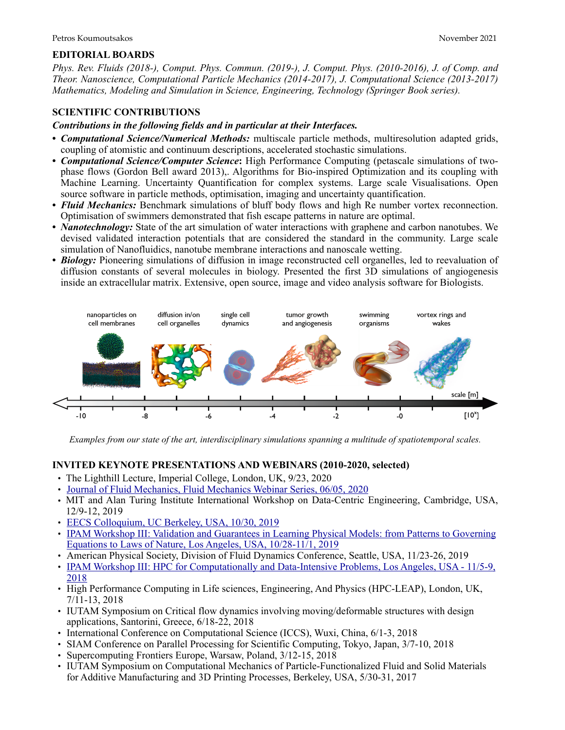## EDITORIAL BOARDS

*Phys. Rev. Fluids (2018-), Comput. Phys. Commun. (2019-), J. Comput. Phys. (2010-2016), J. of Comp. and Theor. Nanoscience, Computational Particle Mechanics (2014-2017), J. Computational Science (2013-2017) Mathematics, Modeling and Simulation in Science, Engineering, Technology (Springer Book series).*

## SCIENTIFIC CONTRIBUTIONS

***Contributions in the following fields and in particular at their Interfaces.***

- ***Computational Science/Numerical Methods:*** multiscale particle methods, multiresolution adapted grids, coupling of atomistic and continuum descriptions, accelerated stochastic simulations.
- ***Computational Science/Computer Science*****:** High Performance Computing (petascale simulations of two-phase flows (Gordon Bell award 2013),. Algorithms for Bio-inspired Optimization and its coupling with Machine Learning. Uncertainty Quantification for complex systems. Large scale Visualisations. Open source software in particle methods, optimisation, imaging and uncertainty quantification.
- ***Fluid Mechanics:*** Benchmark simulations of bluff body flows and high Re number vortex reconnection. Optimisation of swimmers demonstrated that fish escape patterns in nature are optimal.
- ***Nanotechnology:*** State of the art simulation of water interactions with graphene and carbon nanotubes. We devised validated interaction potentials that are considered the standard in the community. Large scale simulation of Nanofluidics, nanotube membrane interactions and nanoscale wetting.
- ***Biology:*** Pioneering simulations of diffusion in image reconstructed cell organelles, led to reevaluation of diffusion constants of several molecules in biology. Presented the first 3D simulations of angiogenesis inside an extracellular matrix. Extensive, open source, image and video analysis software for Biologists.

*Examples from our state of the art, interdisciplinary simulations spanning a multitude of spatiotemporal scales.*

## INVITED KEYNOTE PRESENTATIONS AND WEBINARS (2010-2020, selected)

- The Lighthill Lecture, Imperial College, London, UK, 9/23, 2020
- Journal of Fluid Mechanics, Fluid Mechanics Webinar Series, 06/05, 2020
- MIT and Alan Turing Institute International Workshop on Data-Centric Engineering, Cambridge, USA, 12/9-12, 2019
- EECS Colloquium, UC Berkeley, USA, 10/30, 2019
- IPAM Workshop III: Validation and Guarantees in Learning Physical Models: from Patterns to Governing Equations to Laws of Nature, Los Angeles, USA, 10/28-11/1, 2019
- American Physical Society, Division of Fluid Dynamics Conference, Seattle, USA, 11/23-26, 2019
- IPAM Workshop III: HPC for Computationally and Data-Intensive Problems, Los Angeles, USA - 11/5-9, 2018
- High Performance Computing in Life sciences, Engineering, And Physics (HPC-LEAP), London, UK, 7/11-13, 2018
- IUTAM Symposium on Critical flow dynamics involving moving/deformable structures with design applications, Santorini, Greece, 6/18-22, 2018
- International Conference on Computational Science (ICCS), Wuxi, China, 6/1-3, 2018
- SIAM Conference on Parallel Processing for Scientific Computing, Tokyo, Japan, 3/7-10, 2018
- Supercomputing Frontiers Europe, Warsaw, Poland, 3/12-15, 2018
- IUTAM Symposium on Computational Mechanics of Particle-Functionalized Fluid and Solid Materials for Additive Manufacturing and 3D Printing Processes, Berkeley, USA, 5/30-31, 2017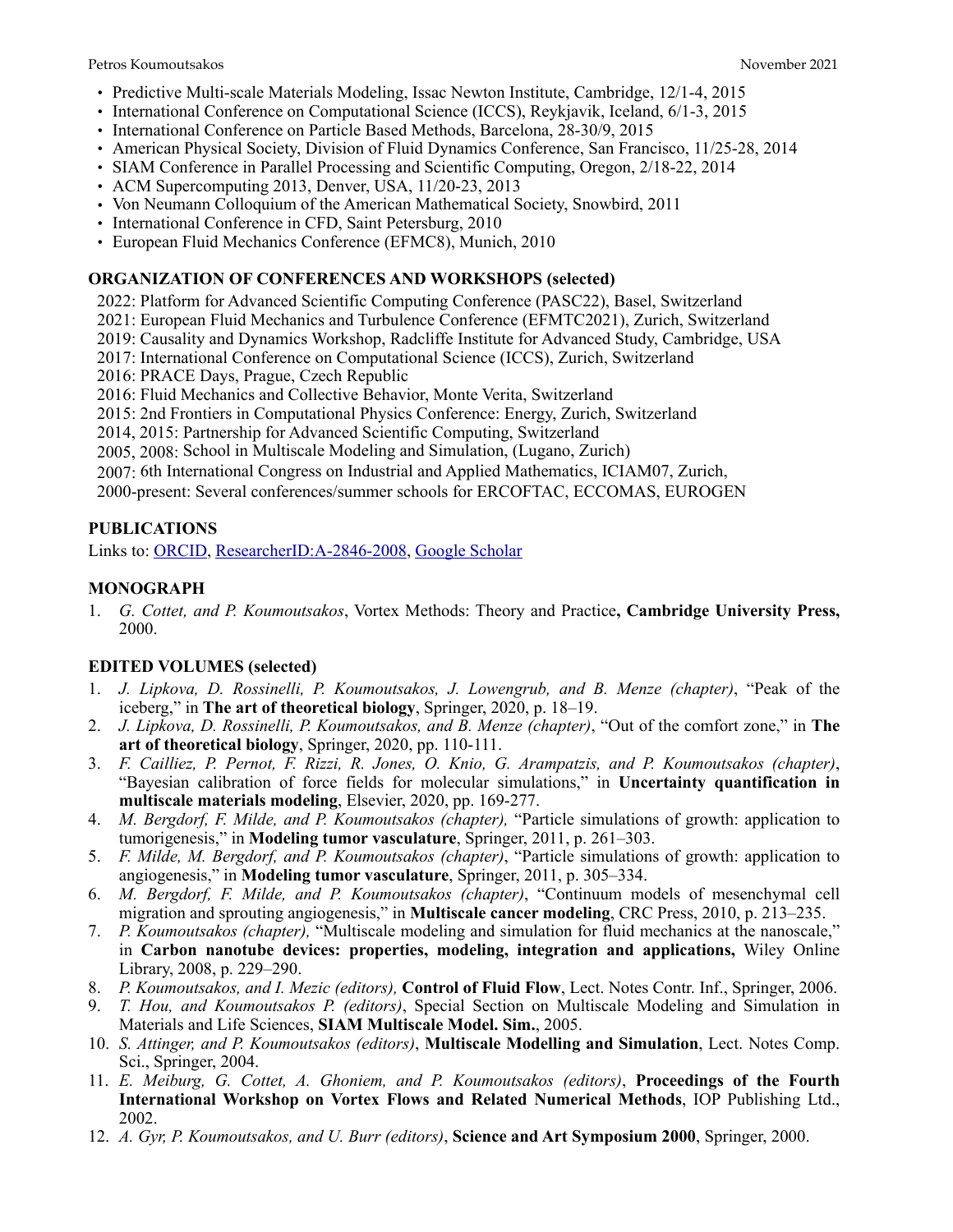- Predictive Multi-scale Materials Modeling, Issac Newton Institute, Cambridge, 12/1-4, 2015
- International Conference on Computational Science (ICCS), Reykjavik, Iceland, 6/1-3, 2015
- International Conference on Particle Based Methods, Barcelona, 28-30/9, 2015
- American Physical Society, Division of Fluid Dynamics Conference, San Francisco, 11/25-28, 2014
- SIAM Conference in Parallel Processing and Scientific Computing, Oregon, 2/18-22, 2014
- ACM Supercomputing 2013, Denver, USA, 11/20-23, 2013
- Von Neumann Colloquium of the American Mathematical Society, Snowbird, 2011
- International Conference in CFD, Saint Petersburg, 2010
- European Fluid Mechanics Conference (EFMC8), Munich, 2010

## ORGANIZATION OF CONFERENCES AND WORKSHOPS (selected)

2022: Platform for Advanced Scientific Computing Conference (PASC22), Basel, Switzerland
2021: European Fluid Mechanics and Turbulence Conference (EFMTC2021), Zurich, Switzerland
2019: Causality and Dynamics Workshop, Radcliffe Institute for Advanced Study, Cambridge, USA
2017: International Conference on Computational Science (ICCS), Zurich, Switzerland
2016: PRACE Days, Prague, Czech Republic
2016: Fluid Mechanics and Collective Behavior, Monte Verita, Switzerland
2015: 2nd Frontiers in Computational Physics Conference: Energy, Zurich, Switzerland
2014, 2015: Partnership for Advanced Scientific Computing, Switzerland
2005, 2008: School in Multiscale Modeling and Simulation, (Lugano, Zurich)
2007: 6th International Congress on Industrial and Applied Mathematics, ICIAM07, Zurich,
2000-present: Several conferences/summer schools for ERCOFTAC, ECCOMAS, EUROGEN

## PUBLICATIONS

Links to: ORCID, ResearcherID:A-2846-2008, Google Scholar

## MONOGRAPH

1. *G. Cottet, and P. Koumoutsakos*, Vortex Methods: Theory and Practice**, Cambridge University Press,** 2000.

## EDITED VOLUMES (selected)

1. *J. Lipkova, D. Rossinelli, P. Koumoutsakos, J. Lowengrub, and B. Menze (chapter)*, "Peak of the iceberg," in **The art of theoretical biology**, Springer, 2020, p. 18–19.
2. *J. Lipkova, D. Rossinelli, P. Koumoutsakos, and B. Menze (chapter)*, "Out of the comfort zone," in **The art of theoretical biology**, Springer, 2020, pp. 110-111.
3. *F. Cailliez, P. Pernot, F. Rizzi, R. Jones, O. Knio, G. Arampatzis, and P. Koumoutsakos (chapter)*, "Bayesian calibration of force fields for molecular simulations," in **Uncertainty quantification in multiscale materials modeling**, Elsevier, 2020, pp. 169-277.
4. *M. Bergdorf, F. Milde, and P. Koumoutsakos (chapter),* "Particle simulations of growth: application to tumorigenesis," in **Modeling tumor vasculature**, Springer, 2011, p. 261–303.
5. *F. Milde, M. Bergdorf, and P. Koumoutsakos (chapter)*, "Particle simulations of growth: application to angiogenesis," in **Modeling tumor vasculature**, Springer, 2011, p. 305–334.
6. *M. Bergdorf, F. Milde, and P. Koumoutsakos (chapter)*, "Continuum models of mesenchymal cell migration and sprouting angiogenesis," in **Multiscale cancer modeling**, CRC Press, 2010, p. 213–235.
7. *P. Koumoutsakos (chapter),* "Multiscale modeling and simulation for fluid mechanics at the nanoscale," in **Carbon nanotube devices: properties, modeling, integration and applications,** Wiley Online Library, 2008, p. 229–290.
8. *P. Koumoutsakos, and I. Mezic (editors),* **Control of Fluid Flow**, Lect. Notes Contr. Inf., Springer, 2006.
9. *T. Hou, and Koumoutsakos P. (editors)*, Special Section on Multiscale Modeling and Simulation in Materials and Life Sciences, **SIAM Multiscale Model. Sim.**, 2005.
10. *S. Attinger, and P. Koumoutsakos (editors)*, **Multiscale Modelling and Simulation**, Lect. Notes Comp. Sci., Springer, 2004.
11. *E. Meiburg, G. Cottet, A. Ghoniem, and P. Koumoutsakos (editors)*, **Proceedings of the Fourth International Workshop on Vortex Flows and Related Numerical Methods**, IOP Publishing Ltd., 2002.
12. *A. Gyr, P. Koumoutsakos, and U. Burr (editors)*, **Science and Art Symposium 2000**, Springer, 2000.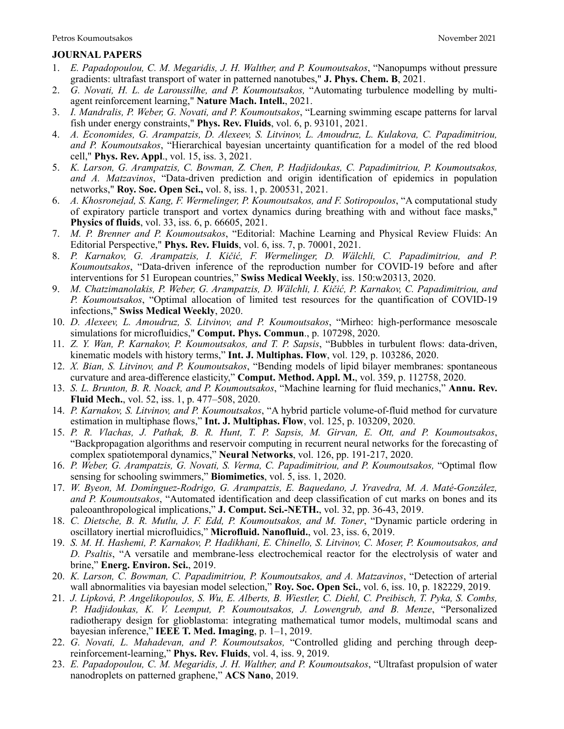## JOURNAL PAPERS

1. *E. Papadopoulou, C. M. Megaridis, J. H. Walther, and P. Koumoutsakos*, "Nanopumps without pressure gradients: ultrafast transport of water in patterned nanotubes," **J. Phys. Chem. B**, 2021.
2. *G. Novati, H. L. de Laroussilhe, and P. Koumoutsakos,* "Automating turbulence modelling by multi-agent reinforcement learning," **Nature Mach. Intell.**, 2021.
3. *I. Mandralis, P. Weber, G. Novati, and P. Koumoutsakos*, "Learning swimming escape patterns for larval fish under energy constraints," **Phys. Rev. Fluids**, vol. 6, p. 93101, 2021.
4. *A. Economides, G. Arampatzis, D. Alexeev, S. Litvinov, L. Amoudruz, L. Kulakova, C. Papadimitriou, and P. Koumoutsakos*, "Hierarchical bayesian uncertainty quantification for a model of the red blood cell," **Phys. Rev. Appl**., vol. 15, iss. 3, 2021.
5. *K. Larson, G. Arampatzis, C. Bowman, Z. Chen, P. Hadjidoukas, C. Papadimitriou, P. Koumoutsakos, and A. Matzavinos*, "Data-driven prediction and origin identification of epidemics in population networks," **Roy. Soc. Open Sci.,** vol. 8, iss. 1, p. 200531, 2021.
6. *A. Khosronejad, S. Kang, F. Wermelinger, P. Koumoutsakos, and F. Sotiropoulos*, "A computational study of expiratory particle transport and vortex dynamics during breathing with and without face masks," **Physics of fluids**, vol. 33, iss. 6, p. 66605, 2021.
7. *M. P. Brenner and P. Koumoutsakos*, "Editorial: Machine Learning and Physical Review Fluids: An Editorial Perspective," **Phys. Rev. Fluids**, vol. 6, iss. 7, p. 70001, 2021.
8. *P. Karnakov, G. Arampatzis, I. Kičić, F. Wermelinger, D. Wälchli, C. Papadimitriou, and P. Koumoutsakos*, "Data-driven inference of the reproduction number for COVID-19 before and after interventions for 51 European countries," **Swiss Medical Weekly**, iss. 150:w20313, 2020.
9. *M. Chatzimanolakis, P. Weber, G. Arampatzis, D. Wälchli, I. Kičić, P. Karnakov, C. Papadimitriou, and P. Koumoutsakos*, "Optimal allocation of limited test resources for the quantification of COVID-19 infections," **Swiss Medical Weekly**, 2020.
10. *D. Alexeev, L. Amoudruz, S. Litvinov, and P. Koumoutsakos*, "Mirheo: high-performance mesoscale simulations for microfluidics," **Comput. Phys. Commun**., p. 107298, 2020.
11. *Z. Y. Wan, P. Karnakov, P. Koumoutsakos, and T. P. Sapsis*, "Bubbles in turbulent flows: data-driven, kinematic models with history terms," **Int. J. Multiphas. Flow**, vol. 129, p. 103286, 2020.
12. *X. Bian, S. Litvinov, and P. Koumoutsakos*, "Bending models of lipid bilayer membranes: spontaneous curvature and area-difference elasticity," **Comput. Method. Appl. M.**, vol. 359, p. 112758, 2020.
13. *S. L. Brunton, B. R. Noack, and P. Koumoutsakos*, "Machine learning for fluid mechanics," **Annu. Rev. Fluid Mech.**, vol. 52, iss. 1, p. 477–508, 2020.
14. *P. Karnakov, S. Litvinov, and P. Koumoutsakos*, "A hybrid particle volume-of-fluid method for curvature estimation in multiphase flows," **Int. J. Multiphas. Flow**, vol. 125, p. 103209, 2020.
15. *P. R. Vlachas, J. Pathak, B. R. Hunt, T. P. Sapsis, M. Girvan, E. Ott, and P. Koumoutsakos*, "Backpropagation algorithms and reservoir computing in recurrent neural networks for the forecasting of complex spatiotemporal dynamics," **Neural Networks**, vol. 126, pp. 191-217, 2020.
16. *P. Weber, G. Arampatzis, G. Novati, S. Verma, C. Papadimitriou, and P. Koumoutsakos,* "Optimal flow sensing for schooling swimmers," **Biomimetics**, vol. 5, iss. 1, 2020.
17. *W. Byeon, M. Domínguez-Rodrigo, G. Arampatzis, E. Baquedano, J. Yravedra, M. A. Maté-González, and P. Koumoutsakos*, "Automated identification and deep classification of cut marks on bones and its paleoanthropological implications," **J. Comput. Sci.-NETH.**, vol. 32, pp. 36-43, 2019.
18. *C. Dietsche, B. R. Mutlu, J. F. Edd, P. Koumoutsakos, and M. Toner*, "Dynamic particle ordering in oscillatory inertial microfluidics," **Microfluid. Nanofluid.**, vol. 23, iss. 6, 2019.
19. *S. M. H. Hashemi, P. Karnakov, P. Hadikhani, E. Chinello, S. Litvinov, C. Moser, P. Koumoutsakos, and D. Psaltis*, "A versatile and membrane-less electrochemical reactor for the electrolysis of water and brine," **Energ. Environ. Sci.**, 2019.
20. *K. Larson, C. Bowman, C. Papadimitriou, P. Koumoutsakos, and A. Matzavinos*, "Detection of arterial wall abnormalities via bayesian model selection," **Roy. Soc. Open Sci.**, vol. 6, iss. 10, p. 182229, 2019.
21. *J. Lipková, P. Angelikopoulos, S. Wu, E. Alberts, B. Wiestler, C. Diehl, C. Preibisch, T. Pyka, S. Combs, P. Hadjidoukas, K. V. Leemput, P. Koumoutsakos, J. Lowengrub, and B. Menze*, "Personalized radiotherapy design for glioblastoma: integrating mathematical tumor models, multimodal scans and bayesian inference," **IEEE T. Med. Imaging**, p. 1–1, 2019.
22. *G. Novati, L. Mahadevan, and P. Koumoutsakos,* "Controlled gliding and perching through deep-reinforcement-learning," **Phys. Rev. Fluids**, vol. 4, iss. 9, 2019.
23. *E. Papadopoulou, C. M. Megaridis, J. H. Walther, and P. Koumoutsakos*, "Ultrafast propulsion of water nanodroplets on patterned graphene," **ACS Nano**, 2019.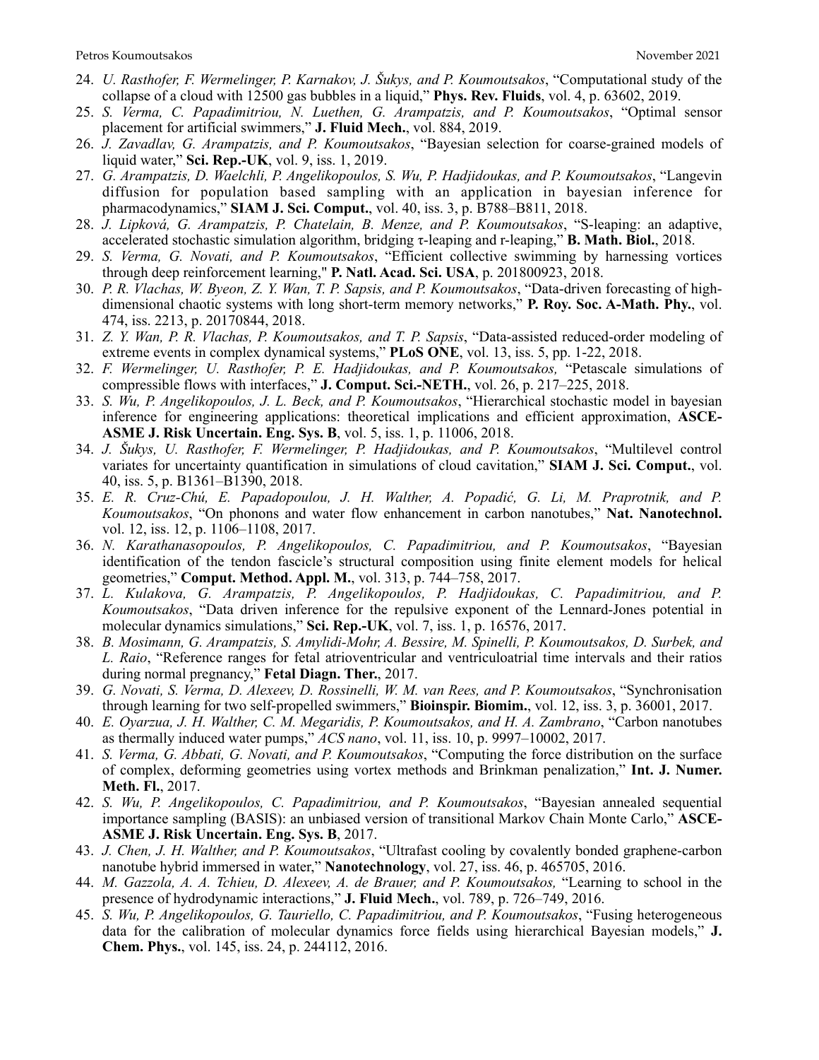24. *U. Rasthofer, F. Wermelinger, P. Karnakov, J. Šukys, and P. Koumoutsakos*, "Computational study of the collapse of a cloud with 12500 gas bubbles in a liquid," **Phys. Rev. Fluids**, vol. 4, p. 63602, 2019.
25. *S. Verma, C. Papadimitriou, N. Luethen, G. Arampatzis, and P. Koumoutsakos*, "Optimal sensor placement for artificial swimmers," **J. Fluid Mech.**, vol. 884, 2019.
26. *J. Zavadlav, G. Arampatzis, and P. Koumoutsakos*, "Bayesian selection for coarse-grained models of liquid water," **Sci. Rep.-UK**, vol. 9, iss. 1, 2019.
27. *G. Arampatzis, D. Waelchli, P. Angelikopoulos, S. Wu, P. Hadjidoukas, and P. Koumoutsakos*, "Langevin diffusion for population based sampling with an application in bayesian inference for pharmacodynamics," **SIAM J. Sci. Comput.**, vol. 40, iss. 3, p. B788–B811, 2018.
28. *J. Lipková, G. Arampatzis, P. Chatelain, B. Menze, and P. Koumoutsakos*, "S-leaping: an adaptive, accelerated stochastic simulation algorithm, bridging τ-leaping and r-leaping," **B. Math. Biol.**, 2018.
29. *S. Verma, G. Novati, and P. Koumoutsakos*, "Efficient collective swimming by harnessing vortices through deep reinforcement learning," **P. Natl. Acad. Sci. USA**, p. 201800923, 2018.
30. *P. R. Vlachas, W. Byeon, Z. Y. Wan, T. P. Sapsis, and P. Koumoutsakos*, "Data-driven forecasting of high-dimensional chaotic systems with long short-term memory networks," **P. Roy. Soc. A-Math. Phy.**, vol. 474, iss. 2213, p. 20170844, 2018.
31. *Z. Y. Wan, P. R. Vlachas, P. Koumoutsakos, and T. P. Sapsis*, "Data-assisted reduced-order modeling of extreme events in complex dynamical systems," **PLoS ONE**, vol. 13, iss. 5, pp. 1-22, 2018.
32. *F. Wermelinger, U. Rasthofer, P. E. Hadjidoukas, and P. Koumoutsakos,* "Petascale simulations of compressible flows with interfaces," **J. Comput. Sci.-NETH.**, vol. 26, p. 217–225, 2018.
33. *S. Wu, P. Angelikopoulos, J. L. Beck, and P. Koumoutsakos*, "Hierarchical stochastic model in bayesian inference for engineering applications: theoretical implications and efficient approximation, **ASCE-ASME J. Risk Uncertain. Eng. Sys. B**, vol. 5, iss. 1, p. 11006, 2018.
34. *J. Šukys, U. Rasthofer, F. Wermelinger, P. Hadjidoukas, and P. Koumoutsakos*, "Multilevel control variates for uncertainty quantification in simulations of cloud cavitation," **SIAM J. Sci. Comput.**, vol. 40, iss. 5, p. B1361–B1390, 2018.
35. *E. R. Cruz-Chú, E. Papadopoulou, J. H. Walther, A. Popadić, G. Li, M. Praprotnik, and P. Koumoutsakos*, "On phonons and water flow enhancement in carbon nanotubes," **Nat. Nanotechnol.** vol. 12, iss. 12, p. 1106–1108, 2017.
36. *N. Karathanasopoulos, P. Angelikopoulos, C. Papadimitriou, and P. Koumoutsakos*, "Bayesian identification of the tendon fascicle's structural composition using finite element models for helical geometries," **Comput. Method. Appl. M.**, vol. 313, p. 744–758, 2017.
37. *L. Kulakova, G. Arampatzis, P. Angelikopoulos, P. Hadjidoukas, C. Papadimitriou, and P. Koumoutsakos*, "Data driven inference for the repulsive exponent of the Lennard-Jones potential in molecular dynamics simulations," **Sci. Rep.-UK**, vol. 7, iss. 1, p. 16576, 2017.
38. *B. Mosimann, G. Arampatzis, S. Amylidi-Mohr, A. Bessire, M. Spinelli, P. Koumoutsakos, D. Surbek, and L. Raio*, "Reference ranges for fetal atrioventricular and ventriculoatrial time intervals and their ratios during normal pregnancy," **Fetal Diagn. Ther.**, 2017.
39. *G. Novati, S. Verma, D. Alexeev, D. Rossinelli, W. M. van Rees, and P. Koumoutsakos*, "Synchronisation through learning for two self-propelled swimmers," **Bioinspir. Biomim.**, vol. 12, iss. 3, p. 36001, 2017.
40. *E. Oyarzua, J. H. Walther, C. M. Megaridis, P. Koumoutsakos, and H. A. Zambrano*, "Carbon nanotubes as thermally induced water pumps," *ACS nano*, vol. 11, iss. 10, p. 9997–10002, 2017.
41. *S. Verma, G. Abbati, G. Novati, and P. Koumoutsakos*, "Computing the force distribution on the surface of complex, deforming geometries using vortex methods and Brinkman penalization," **Int. J. Numer. Meth. Fl.**, 2017.
42. *S. Wu, P. Angelikopoulos, C. Papadimitriou, and P. Koumoutsakos*, "Bayesian annealed sequential importance sampling (BASIS): an unbiased version of transitional Markov Chain Monte Carlo," **ASCE-ASME J. Risk Uncertain. Eng. Sys. B**, 2017.
43. *J. Chen, J. H. Walther, and P. Koumoutsakos*, "Ultrafast cooling by covalently bonded graphene-carbon nanotube hybrid immersed in water," **Nanotechnology**, vol. 27, iss. 46, p. 465705, 2016.
44. *M. Gazzola, A. A. Tchieu, D. Alexeev, A. de Brauer, and P. Koumoutsakos,* "Learning to school in the presence of hydrodynamic interactions," **J. Fluid Mech.**, vol. 789, p. 726–749, 2016.
45. *S. Wu, P. Angelikopoulos, G. Tauriello, C. Papadimitriou, and P. Koumoutsakos*, "Fusing heterogeneous data for the calibration of molecular dynamics force fields using hierarchical Bayesian models," **J. Chem. Phys.**, vol. 145, iss. 24, p. 244112, 2016.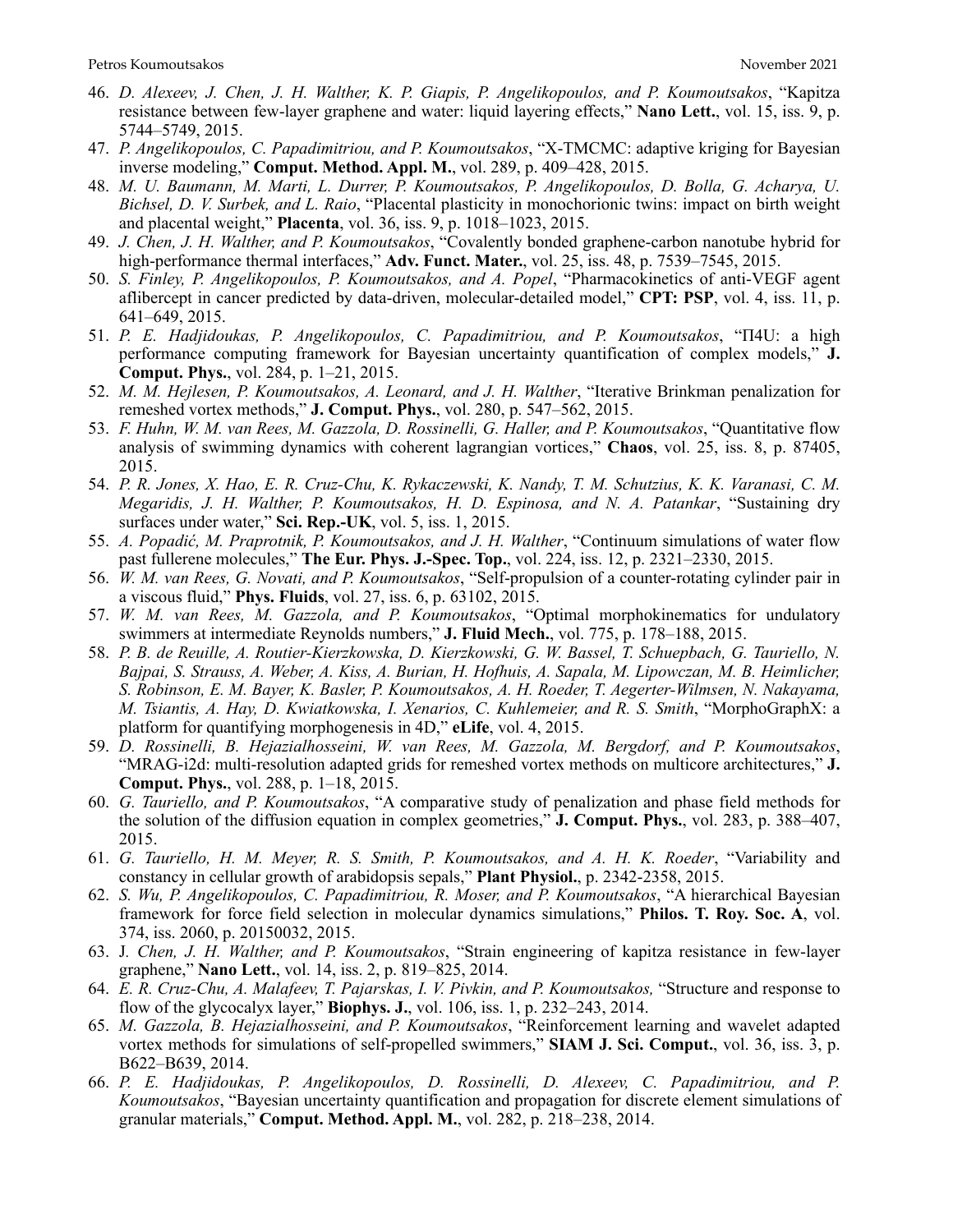46. *D. Alexeev, J. Chen, J. H. Walther, K. P. Giapis, P. Angelikopoulos, and P. Koumoutsakos*, "Kapitza resistance between few-layer graphene and water: liquid layering effects," **Nano Lett.**, vol. 15, iss. 9, p. 5744–5749, 2015.
47. *P. Angelikopoulos, C. Papadimitriou, and P. Koumoutsakos*, "X-TMCMC: adaptive kriging for Bayesian inverse modeling," **Comput. Method. Appl. M.**, vol. 289, p. 409–428, 2015.
48. *M. U. Baumann, M. Marti, L. Durrer, P. Koumoutsakos, P. Angelikopoulos, D. Bolla, G. Acharya, U. Bichsel, D. V. Surbek, and L. Raio*, "Placental plasticity in monochorionic twins: impact on birth weight and placental weight," **Placenta**, vol. 36, iss. 9, p. 1018–1023, 2015.
49. *J. Chen, J. H. Walther, and P. Koumoutsakos*, "Covalently bonded graphene-carbon nanotube hybrid for high-performance thermal interfaces," **Adv. Funct. Mater.**, vol. 25, iss. 48, p. 7539–7545, 2015.
50. *S. Finley, P. Angelikopoulos, P. Koumoutsakos, and A. Popel*, "Pharmacokinetics of anti-VEGF agent aflibercept in cancer predicted by data-driven, molecular-detailed model," **CPT: PSP**, vol. 4, iss. 11, p. 641–649, 2015.
51. *P. E. Hadjidoukas, P. Angelikopoulos, C. Papadimitriou, and P. Koumoutsakos*, "Π4U: a high performance computing framework for Bayesian uncertainty quantification of complex models," **J. Comput. Phys.**, vol. 284, p. 1–21, 2015.
52. *M. M. Hejlesen, P. Koumoutsakos, A. Leonard, and J. H. Walther*, "Iterative Brinkman penalization for remeshed vortex methods," **J. Comput. Phys.**, vol. 280, p. 547–562, 2015.
53. *F. Huhn, W. M. van Rees, M. Gazzola, D. Rossinelli, G. Haller, and P. Koumoutsakos*, "Quantitative flow analysis of swimming dynamics with coherent lagrangian vortices," **Chaos**, vol. 25, iss. 8, p. 87405, 2015.
54. *P. R. Jones, X. Hao, E. R. Cruz-Chu, K. Rykaczewski, K. Nandy, T. M. Schutzius, K. K. Varanasi, C. M. Megaridis, J. H. Walther, P. Koumoutsakos, H. D. Espinosa, and N. A. Patankar*, "Sustaining dry surfaces under water," **Sci. Rep.-UK**, vol. 5, iss. 1, 2015.
55. *A. Popadić, M. Praprotnik, P. Koumoutsakos, and J. H. Walther*, "Continuum simulations of water flow past fullerene molecules," **The Eur. Phys. J.-Spec. Top.**, vol. 224, iss. 12, p. 2321–2330, 2015.
56. *W. M. van Rees, G. Novati, and P. Koumoutsakos*, "Self-propulsion of a counter-rotating cylinder pair in a viscous fluid," **Phys. Fluids**, vol. 27, iss. 6, p. 63102, 2015.
57. *W. M. van Rees, M. Gazzola, and P. Koumoutsakos*, "Optimal morphokinematics for undulatory swimmers at intermediate Reynolds numbers," **J. Fluid Mech.**, vol. 775, p. 178–188, 2015.
58. *P. B. de Reuille, A. Routier-Kierzkowska, D. Kierzkowski, G. W. Bassel, T. Schuepbach, G. Tauriello, N. Bajpai, S. Strauss, A. Weber, A. Kiss, A. Burian, H. Hofhuis, A. Sapala, M. Lipowczan, M. B. Heimlicher, S. Robinson, E. M. Bayer, K. Basler, P. Koumoutsakos, A. H. Roeder, T. Aegerter-Wilmsen, N. Nakayama, M. Tsiantis, A. Hay, D. Kwiatkowska, I. Xenarios, C. Kuhlemeier, and R. S. Smith*, "MorphoGraphX: a platform for quantifying morphogenesis in 4D," **eLife**, vol. 4, 2015.
59. *D. Rossinelli, B. Hejazialhosseini, W. van Rees, M. Gazzola, M. Bergdorf, and P. Koumoutsakos*, "MRAG-i2d: multi-resolution adapted grids for remeshed vortex methods for multicore architectures," **J. Comput. Phys.**, vol. 288, p. 1–18, 2015.
60. *G. Tauriello, and P. Koumoutsakos*, "A comparative study of penalization and phase field methods for the solution of the diffusion equation in complex geometries," **J. Comput. Phys.**, vol. 283, p. 388–407, 2015.
61. *G. Tauriello, H. M. Meyer, R. S. Smith, P. Koumoutsakos, and A. H. K. Roeder*, "Variability and constancy in cellular growth of arabidopsis sepals," **Plant Physiol.**, p. 2342-2358, 2015.
62. *S. Wu, P. Angelikopoulos, C. Papadimitriou, R. Moser, and P. Koumoutsakos*, "A hierarchical Bayesian framework for force field selection in molecular dynamics simulations," **Philos. T. Roy. Soc. A**, vol. 374, iss. 2060, p. 20150032, 2015.
63. J*. Chen, J. H. Walther, and P. Koumoutsakos*, "Strain engineering of kapitza resistance in few-layer graphene," **Nano Lett.**, vol. 14, iss. 2, p. 819–825, 2014.
64. *E. R. Cruz-Chu, A. Malafeev, T. Pajarskas, I. V. Pivkin, and P. Koumoutsakos,* "Structure and response to flow of the glycocalyx layer," **Biophys. J.**, vol. 106, iss. 1, p. 232–243, 2014.
65. *M. Gazzola, B. Hejazialhosseini, and P. Koumoutsakos*, "Reinforcement learning and wavelet adapted vortex methods for simulations of self-propelled swimmers," **SIAM J. Sci. Comput.**, vol. 36, iss. 3, p. B622–B639, 2014.
66. *P. E. Hadjidoukas, P. Angelikopoulos, D. Rossinelli, D. Alexeev, C. Papadimitriou, and P. Koumoutsakos*, "Bayesian uncertainty quantification and propagation for discrete element simulations of granular materials," **Comput. Method. Appl. M.**, vol. 282, p. 218–238, 2014.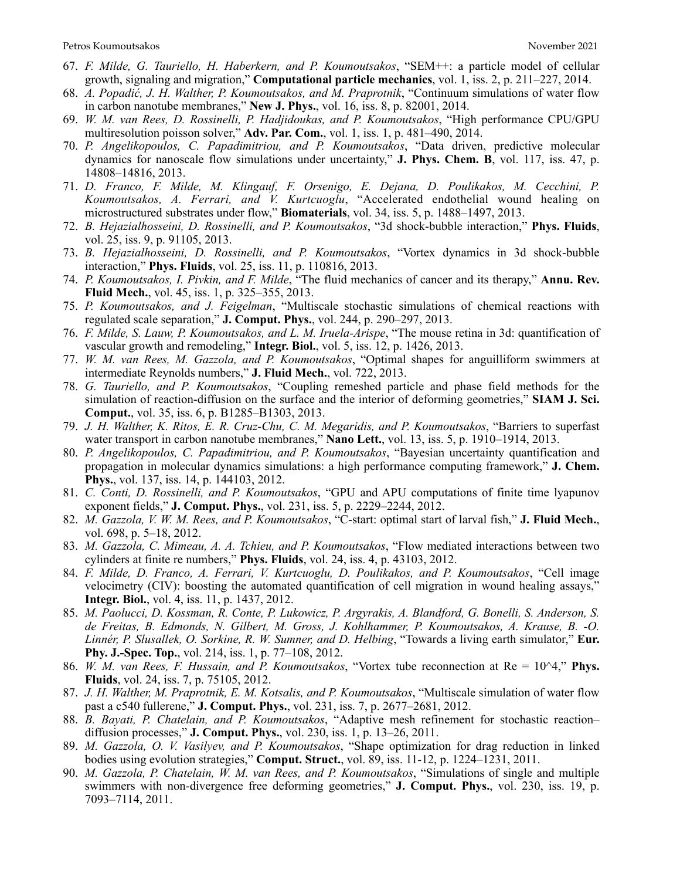67. *F. Milde, G. Tauriello, H. Haberkern, and P. Koumoutsakos*, "SEM++: a particle model of cellular growth, signaling and migration," **Computational particle mechanics**, vol. 1, iss. 2, p. 211–227, 2014.
68. *A. Popadić, J. H. Walther, P. Koumoutsakos, and M. Praprotnik*, "Continuum simulations of water flow in carbon nanotube membranes," **New J. Phys.**, vol. 16, iss. 8, p. 82001, 2014.
69. *W. M. van Rees, D. Rossinelli, P. Hadjidoukas, and P. Koumoutsakos*, "High performance CPU/GPU multiresolution poisson solver," **Adv. Par. Com.**, vol. 1, iss. 1, p. 481–490, 2014.
70. *P. Angelikopoulos, C. Papadimitriou, and P. Koumoutsakos*, "Data driven, predictive molecular dynamics for nanoscale flow simulations under uncertainty," **J. Phys. Chem. B**, vol. 117, iss. 47, p. 14808–14816, 2013.
71. *D. Franco, F. Milde, M. Klingauf, F. Orsenigo, E. Dejana, D. Poulikakos, M. Cecchini, P. Koumoutsakos, A. Ferrari, and V. Kurtcuoglu*, "Accelerated endothelial wound healing on microstructured substrates under flow," **Biomaterials**, vol. 34, iss. 5, p. 1488–1497, 2013.
72. *B. Hejazialhosseini, D. Rossinelli, and P. Koumoutsakos*, "3d shock-bubble interaction," **Phys. Fluids**, vol. 25, iss. 9, p. 91105, 2013.
73. *B. Hejazialhosseini, D. Rossinelli, and P. Koumoutsakos*, "Vortex dynamics in 3d shock-bubble interaction," **Phys. Fluids**, vol. 25, iss. 11, p. 110816, 2013.
74. *P. Koumoutsakos, I. Pivkin, and F. Milde*, "The fluid mechanics of cancer and its therapy," **Annu. Rev. Fluid Mech.**, vol. 45, iss. 1, p. 325–355, 2013.
75. *P. Koumoutsakos, and J. Feigelman*, "Multiscale stochastic simulations of chemical reactions with regulated scale separation," **J. Comput. Phys.**, vol. 244, p. 290–297, 2013.
76. *F. Milde, S. Lauw, P. Koumoutsakos, and L. M. Iruela-Arispe*, "The mouse retina in 3d: quantification of vascular growth and remodeling," **Integr. Biol.**, vol. 5, iss. 12, p. 1426, 2013.
77. *W. M. van Rees, M. Gazzola, and P. Koumoutsakos*, "Optimal shapes for anguilliform swimmers at intermediate Reynolds numbers," **J. Fluid Mech.**, vol. 722, 2013.
78. *G. Tauriello, and P. Koumoutsakos*, "Coupling remeshed particle and phase field methods for the simulation of reaction-diffusion on the surface and the interior of deforming geometries," **SIAM J. Sci. Comput.**, vol. 35, iss. 6, p. B1285–B1303, 2013.
79. *J. H. Walther, K. Ritos, E. R. Cruz-Chu, C. M. Megaridis, and P. Koumoutsakos*, "Barriers to superfast water transport in carbon nanotube membranes," **Nano Lett.**, vol. 13, iss. 5, p. 1910–1914, 2013.
80. *P. Angelikopoulos, C. Papadimitriou, and P. Koumoutsakos*, "Bayesian uncertainty quantification and propagation in molecular dynamics simulations: a high performance computing framework," **J. Chem. Phys.**, vol. 137, iss. 14, p. 144103, 2012.
81. *C. Conti, D. Rossinelli, and P. Koumoutsakos*, "GPU and APU computations of finite time lyapunov exponent fields," **J. Comput. Phys.**, vol. 231, iss. 5, p. 2229–2244, 2012.
82. *M. Gazzola, V. W. M. Rees, and P. Koumoutsakos*, "C-start: optimal start of larval fish," **J. Fluid Mech.**, vol. 698, p. 5–18, 2012.
83. *M. Gazzola, C. Mimeau, A. A. Tchieu, and P. Koumoutsakos*, "Flow mediated interactions between two cylinders at finite re numbers," **Phys. Fluids**, vol. 24, iss. 4, p. 43103, 2012.
84. *F. Milde, D. Franco, A. Ferrari, V. Kurtcuoglu, D. Poulikakos, and P. Koumoutsakos*, "Cell image velocimetry (CIV): boosting the automated quantification of cell migration in wound healing assays," **Integr. Biol.**, vol. 4, iss. 11, p. 1437, 2012.
85. *M. Paolucci, D. Kossman, R. Conte, P. Lukowicz, P. Argyrakis, A. Blandford, G. Bonelli, S. Anderson, S. de Freitas, B. Edmonds, N. Gilbert, M. Gross, J. Kohlhammer, P. Koumoutsakos, A. Krause, B. -O. Linnér, P. Slusallek, O. Sorkine, R. W. Sumner, and D. Helbing*, "Towards a living earth simulator," **Eur. Phy. J.-Spec. Top.**, vol. 214, iss. 1, p. 77–108, 2012.
86. *W. M. van Rees, F. Hussain, and P. Koumoutsakos*, "Vortex tube reconnection at Re = 10^4," **Phys. Fluids**, vol. 24, iss. 7, p. 75105, 2012.
87. *J. H. Walther, M. Praprotnik, E. M. Kotsalis, and P. Koumoutsakos*, "Multiscale simulation of water flow past a c540 fullerene," **J. Comput. Phys.**, vol. 231, iss. 7, p. 2677–2681, 2012.
88. *B. Bayati, P. Chatelain, and P. Koumoutsakos*, "Adaptive mesh refinement for stochastic reaction–diffusion processes," **J. Comput. Phys.**, vol. 230, iss. 1, p. 13–26, 2011.
89. *M. Gazzola, O. V. Vasilyev, and P. Koumoutsakos*, "Shape optimization for drag reduction in linked bodies using evolution strategies," **Comput. Struct.**, vol. 89, iss. 11-12, p. 1224–1231, 2011.
90. *M. Gazzola, P. Chatelain, W. M. van Rees, and P. Koumoutsakos*, "Simulations of single and multiple swimmers with non-divergence free deforming geometries," **J. Comput. Phys.**, vol. 230, iss. 19, p. 7093–7114, 2011.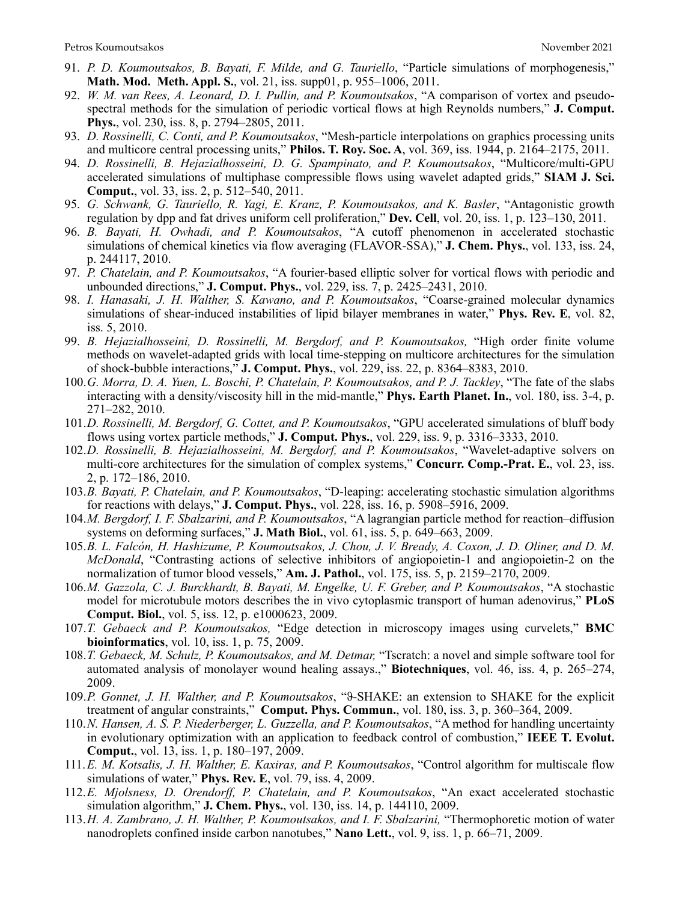91. *P. D. Koumoutsakos, B. Bayati, F. Milde, and G. Tauriello*, "Particle simulations of morphogenesis," **Math. Mod. Meth. Appl. S.**, vol. 21, iss. supp01, p. 955–1006, 2011.
92. *W. M. van Rees, A. Leonard, D. I. Pullin, and P. Koumoutsakos*, "A comparison of vortex and pseudo-spectral methods for the simulation of periodic vortical flows at high Reynolds numbers," **J. Comput. Phys.**, vol. 230, iss. 8, p. 2794–2805, 2011.
93. *D. Rossinelli, C. Conti, and P. Koumoutsakos*, "Mesh-particle interpolations on graphics processing units and multicore central processing units," **Philos. T. Roy. Soc. A**, vol. 369, iss. 1944, p. 2164–2175, 2011.
94. *D. Rossinelli, B. Hejazialhosseini, D. G. Spampinato, and P. Koumoutsakos*, "Multicore/multi-GPU accelerated simulations of multiphase compressible flows using wavelet adapted grids," **SIAM J. Sci. Comput.**, vol. 33, iss. 2, p. 512–540, 2011.
95. *G. Schwank, G. Tauriello, R. Yagi, E. Kranz, P. Koumoutsakos, and K. Basler*, "Antagonistic growth regulation by dpp and fat drives uniform cell proliferation," **Dev. Cell**, vol. 20, iss. 1, p. 123–130, 2011.
96. *B. Bayati, H. Owhadi, and P. Koumoutsakos*, "A cutoff phenomenon in accelerated stochastic simulations of chemical kinetics via flow averaging (FLAVOR-SSA)," **J. Chem. Phys.**, vol. 133, iss. 24, p. 244117, 2010.
97. *P. Chatelain, and P. Koumoutsakos*, "A fourier-based elliptic solver for vortical flows with periodic and unbounded directions," **J. Comput. Phys.**, vol. 229, iss. 7, p. 2425–2431, 2010.
98. *I. Hanasaki, J. H. Walther, S. Kawano, and P. Koumoutsakos*, "Coarse-grained molecular dynamics simulations of shear-induced instabilities of lipid bilayer membranes in water," **Phys. Rev. E**, vol. 82, iss. 5, 2010.
99. *B. Hejazialhosseini, D. Rossinelli, M. Bergdorf, and P. Koumoutsakos,* "High order finite volume methods on wavelet-adapted grids with local time-stepping on multicore architectures for the simulation of shock-bubble interactions," **J. Comput. Phys.**, vol. 229, iss. 22, p. 8364–8383, 2010.
100. *G. Morra, D. A. Yuen, L. Boschi, P. Chatelain, P. Koumoutsakos, and P. J. Tackley*, "The fate of the slabs interacting with a density/viscosity hill in the mid-mantle," **Phys. Earth Planet. In.**, vol. 180, iss. 3-4, p. 271–282, 2010.
101. *D. Rossinelli, M. Bergdorf, G. Cottet, and P. Koumoutsakos*, "GPU accelerated simulations of bluff body flows using vortex particle methods," **J. Comput. Phys.**, vol. 229, iss. 9, p. 3316–3333, 2010.
102. *D. Rossinelli, B. Hejazialhosseini, M. Bergdorf, and P. Koumoutsakos*, "Wavelet-adaptive solvers on multi-core architectures for the simulation of complex systems," **Concurr. Comp.-Prat. E.**, vol. 23, iss. 2, p. 172–186, 2010.
103. *B. Bayati, P. Chatelain, and P. Koumoutsakos*, "D-leaping: accelerating stochastic simulation algorithms for reactions with delays," **J. Comput. Phys.**, vol. 228, iss. 16, p. 5908–5916, 2009.
104. *M. Bergdorf, I. F. Sbalzarini, and P. Koumoutsakos*, "A lagrangian particle method for reaction–diffusion systems on deforming surfaces," **J. Math Biol.**, vol. 61, iss. 5, p. 649–663, 2009.
105. *B. L. Falcón, H. Hashizume, P. Koumoutsakos, J. Chou, J. V. Bready, A. Coxon, J. D. Oliner, and D. M. McDonald*, "Contrasting actions of selective inhibitors of angiopoietin-1 and angiopoietin-2 on the normalization of tumor blood vessels," **Am. J. Pathol.**, vol. 175, iss. 5, p. 2159–2170, 2009.
106. *M. Gazzola, C. J. Burckhardt, B. Bayati, M. Engelke, U. F. Greber, and P. Koumoutsakos*, "A stochastic model for microtubule motors describes the in vivo cytoplasmic transport of human adenovirus," **PLoS Comput. Biol.**, vol. 5, iss. 12, p. e1000623, 2009.
107. *T. Gebaeck and P. Koumoutsakos,* "Edge detection in microscopy images using curvelets," **BMC bioinformatics**, vol. 10, iss. 1, p. 75, 2009.
108. *T. Gebaeck, M. Schulz, P. Koumoutsakos, and M. Detmar,* "Tscratch: a novel and simple software tool for automated analysis of monolayer wound healing assays.," **Biotechniques**, vol. 46, iss. 4, p. 265–274, 2009.
109. *P. Gonnet, J. H. Walther, and P. Koumoutsakos*, "ϑ-SHAKE: an extension to SHAKE for the explicit treatment of angular constraints," **Comput. Phys. Commun.**, vol. 180, iss. 3, p. 360–364, 2009.
110. *N. Hansen, A. S. P. Niederberger, L. Guzzella, and P. Koumoutsakos*, "A method for handling uncertainty in evolutionary optimization with an application to feedback control of combustion," **IEEE T. Evolut. Comput.**, vol. 13, iss. 1, p. 180–197, 2009.
111. *E. M. Kotsalis, J. H. Walther, E. Kaxiras, and P. Koumoutsakos*, "Control algorithm for multiscale flow simulations of water," **Phys. Rev. E**, vol. 79, iss. 4, 2009.
112. *E. Mjolsness, D. Orendorff, P. Chatelain, and P. Koumoutsakos*, "An exact accelerated stochastic simulation algorithm," **J. Chem. Phys.**, vol. 130, iss. 14, p. 144110, 2009.
113. *H. A. Zambrano, J. H. Walther, P. Koumoutsakos, and I. F. Sbalzarini,* "Thermophoretic motion of water nanodroplets confined inside carbon nanotubes," **Nano Lett.**, vol. 9, iss. 1, p. 66–71, 2009.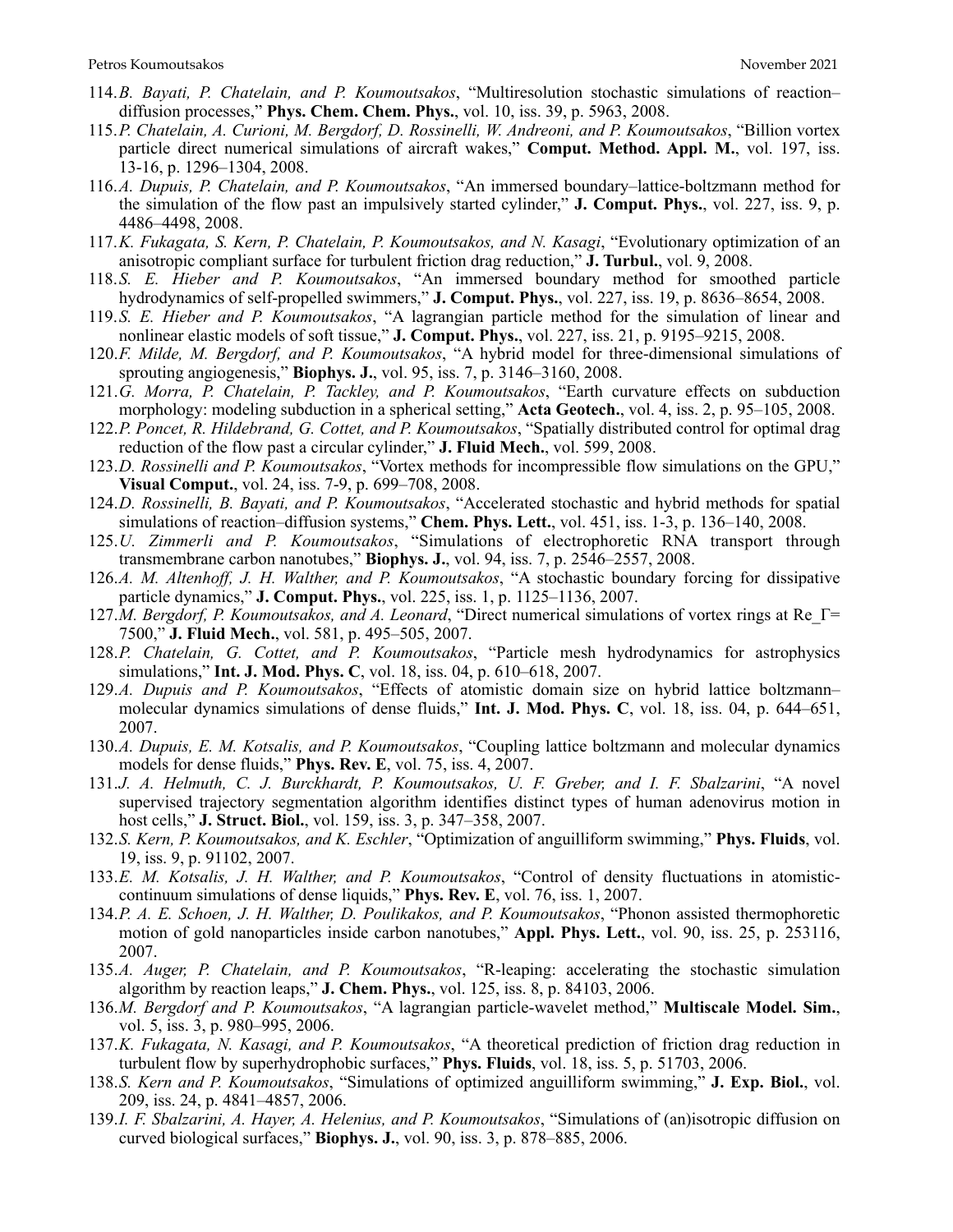114. *B. Bayati, P. Chatelain, and P. Koumoutsakos*, "Multiresolution stochastic simulations of reaction–diffusion processes," **Phys. Chem. Chem. Phys.**, vol. 10, iss. 39, p. 5963, 2008.
115. *P. Chatelain, A. Curioni, M. Bergdorf, D. Rossinelli, W. Andreoni, and P. Koumoutsakos*, "Billion vortex particle direct numerical simulations of aircraft wakes," **Comput. Method. Appl. M.**, vol. 197, iss. 13-16, p. 1296–1304, 2008.
116. *A. Dupuis, P. Chatelain, and P. Koumoutsakos*, "An immersed boundary–lattice-boltzmann method for the simulation of the flow past an impulsively started cylinder," **J. Comput. Phys.**, vol. 227, iss. 9, p. 4486–4498, 2008.
117. *K. Fukagata, S. Kern, P. Chatelain, P. Koumoutsakos, and N. Kasagi*, "Evolutionary optimization of an anisotropic compliant surface for turbulent friction drag reduction," **J. Turbul.**, vol. 9, 2008.
118. *S. E. Hieber and P. Koumoutsakos*, "An immersed boundary method for smoothed particle hydrodynamics of self-propelled swimmers," **J. Comput. Phys.**, vol. 227, iss. 19, p. 8636–8654, 2008.
119. *S. E. Hieber and P. Koumoutsakos*, "A lagrangian particle method for the simulation of linear and nonlinear elastic models of soft tissue," **J. Comput. Phys.**, vol. 227, iss. 21, p. 9195–9215, 2008.
120. *F. Milde, M. Bergdorf, and P. Koumoutsakos*, "A hybrid model for three-dimensional simulations of sprouting angiogenesis," **Biophys. J.**, vol. 95, iss. 7, p. 3146–3160, 2008.
121. *G. Morra, P. Chatelain, P. Tackley, and P. Koumoutsakos*, "Earth curvature effects on subduction morphology: modeling subduction in a spherical setting," **Acta Geotech.**, vol. 4, iss. 2, p. 95–105, 2008.
122. *P. Poncet, R. Hildebrand, G. Cottet, and P. Koumoutsakos*, "Spatially distributed control for optimal drag reduction of the flow past a circular cylinder," **J. Fluid Mech.**, vol. 599, 2008.
123. *D. Rossinelli and P. Koumoutsakos*, "Vortex methods for incompressible flow simulations on the GPU," **Visual Comput.**, vol. 24, iss. 7-9, p. 699–708, 2008.
124. *D. Rossinelli, B. Bayati, and P. Koumoutsakos*, "Accelerated stochastic and hybrid methods for spatial simulations of reaction–diffusion systems," **Chem. Phys. Lett.**, vol. 451, iss. 1-3, p. 136–140, 2008.
125. *U. Zimmerli and P. Koumoutsakos*, "Simulations of electrophoretic RNA transport through transmembrane carbon nanotubes," **Biophys. J.**, vol. 94, iss. 7, p. 2546–2557, 2008.
126. *A. M. Altenhoff, J. H. Walther, and P. Koumoutsakos*, "A stochastic boundary forcing for dissipative particle dynamics," **J. Comput. Phys.**, vol. 225, iss. 1, p. 1125–1136, 2007.
127. *M. Bergdorf, P. Koumoutsakos, and A. Leonard*, "Direct numerical simulations of vortex rings at Re_Γ= 7500," **J. Fluid Mech.**, vol. 581, p. 495–505, 2007.
128. *P. Chatelain, G. Cottet, and P. Koumoutsakos*, "Particle mesh hydrodynamics for astrophysics simulations," **Int. J. Mod. Phys. C**, vol. 18, iss. 04, p. 610–618, 2007.
129. *A. Dupuis and P. Koumoutsakos*, "Effects of atomistic domain size on hybrid lattice boltzmann–molecular dynamics simulations of dense fluids," **Int. J. Mod. Phys. C**, vol. 18, iss. 04, p. 644–651, 2007.
130. *A. Dupuis, E. M. Kotsalis, and P. Koumoutsakos*, "Coupling lattice boltzmann and molecular dynamics models for dense fluids," **Phys. Rev. E**, vol. 75, iss. 4, 2007.
131. *J. A. Helmuth, C. J. Burckhardt, P. Koumoutsakos, U. F. Greber, and I. F. Sbalzarini*, "A novel supervised trajectory segmentation algorithm identifies distinct types of human adenovirus motion in host cells," **J. Struct. Biol.**, vol. 159, iss. 3, p. 347–358, 2007.
132. *S. Kern, P. Koumoutsakos, and K. Eschler*, "Optimization of anguilliform swimming," **Phys. Fluids**, vol. 19, iss. 9, p. 91102, 2007.
133. *E. M. Kotsalis, J. H. Walther, and P. Koumoutsakos*, "Control of density fluctuations in atomistic-continuum simulations of dense liquids," **Phys. Rev. E**, vol. 76, iss. 1, 2007.
134. *P. A. E. Schoen, J. H. Walther, D. Poulikakos, and P. Koumoutsakos*, "Phonon assisted thermophoretic motion of gold nanoparticles inside carbon nanotubes," **Appl. Phys. Lett.**, vol. 90, iss. 25, p. 253116, 2007.
135. *A. Auger, P. Chatelain, and P. Koumoutsakos*, "R-leaping: accelerating the stochastic simulation algorithm by reaction leaps," **J. Chem. Phys.**, vol. 125, iss. 8, p. 84103, 2006.
136. *M. Bergdorf and P. Koumoutsakos*, "A lagrangian particle-wavelet method," **Multiscale Model. Sim.**, vol. 5, iss. 3, p. 980–995, 2006.
137. *K. Fukagata, N. Kasagi, and P. Koumoutsakos*, "A theoretical prediction of friction drag reduction in turbulent flow by superhydrophobic surfaces," **Phys. Fluids**, vol. 18, iss. 5, p. 51703, 2006.
138. *S. Kern and P. Koumoutsakos*, "Simulations of optimized anguilliform swimming," **J. Exp. Biol.**, vol. 209, iss. 24, p. 4841–4857, 2006.
139. *I. F. Sbalzarini, A. Hayer, A. Helenius, and P. Koumoutsakos*, "Simulations of (an)isotropic diffusion on curved biological surfaces," **Biophys. J.**, vol. 90, iss. 3, p. 878–885, 2006.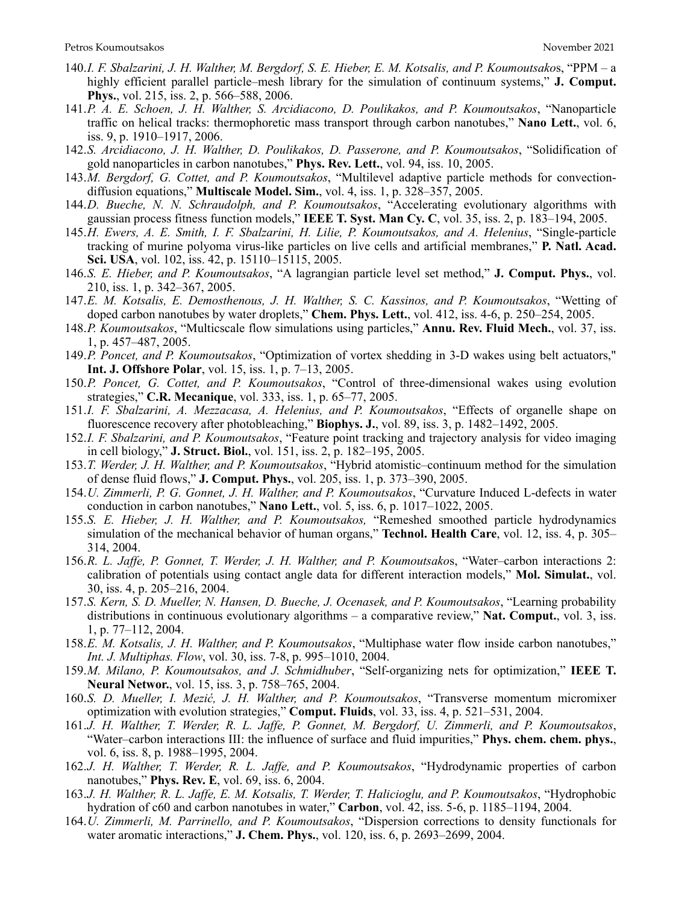140. *I. F. Sbalzarini, J. H. Walther, M. Bergdorf, S. E. Hieber, E. M. Kotsalis, and P. Koumoutsako*s, “PPM – a highly efficient parallel particle–mesh library for the simulation of continuum systems,” **J. Comput. Phys.**, vol. 215, iss. 2, p. 566–588, 2006.
141. *P. A. E. Schoen, J. H. Walther, S. Arcidiacono, D. Poulikakos, and P. Koumoutsakos*, “Nanoparticle traffic on helical tracks: thermophoretic mass transport through carbon nanotubes,” **Nano Lett.**, vol. 6, iss. 9, p. 1910–1917, 2006.
142. *S. Arcidiacono, J. H. Walther, D. Poulikakos, D. Passerone, and P. Koumoutsakos*, “Solidification of gold nanoparticles in carbon nanotubes,” **Phys. Rev. Lett.**, vol. 94, iss. 10, 2005.
143. *M. Bergdorf, G. Cottet, and P. Koumoutsakos*, “Multilevel adaptive particle methods for convection-diffusion equations,” **Multiscale Model. Sim.**, vol. 4, iss. 1, p. 328–357, 2005.
144. *D. Bueche, N. N. Schraudolph, and P. Koumoutsakos*, “Accelerating evolutionary algorithms with gaussian process fitness function models,” **IEEE T. Syst. Man Cy. C**, vol. 35, iss. 2, p. 183–194, 2005.
145. *H. Ewers, A. E. Smith, I. F. Sbalzarini, H. Lilie, P. Koumoutsakos, and A. Helenius*, “Single-particle tracking of murine polyoma virus-like particles on live cells and artificial membranes,” **P. Natl. Acad. Sci. USA**, vol. 102, iss. 42, p. 15110–15115, 2005.
146. *S. E. Hieber, and P. Koumoutsakos*, “A lagrangian particle level set method,” **J. Comput. Phys.**, vol. 210, iss. 1, p. 342–367, 2005.
147. *E. M. Kotsalis, E. Demosthenous, J. H. Walther, S. C. Kassinos, and P. Koumoutsakos*, “Wetting of doped carbon nanotubes by water droplets,” **Chem. Phys. Lett.**, vol. 412, iss. 4-6, p. 250–254, 2005.
148. *P. Koumoutsakos*, “Multicscale flow simulations using particles,” **Annu. Rev. Fluid Mech.**, vol. 37, iss. 1, p. 457–487, 2005.
149. *P. Poncet, and P. Koumoutsakos*, “Optimization of vortex shedding in 3-D wakes using belt actuators," **Int. J. Offshore Polar**, vol. 15, iss. 1, p. 7–13, 2005.
150. *P. Poncet, G. Cottet, and P. Koumoutsakos*, “Control of three-dimensional wakes using evolution strategies,” **C.R. Mecanique**, vol. 333, iss. 1, p. 65–77, 2005.
151. *I. F. Sbalzarini, A. Mezzacasa, A. Helenius, and P. Koumoutsakos*, “Effects of organelle shape on fluorescence recovery after photobleaching,” **Biophys. J.**, vol. 89, iss. 3, p. 1482–1492, 2005.
152. *I. F. Sbalzarini, and P. Koumoutsakos*, “Feature point tracking and trajectory analysis for video imaging in cell biology,” **J. Struct. Biol.**, vol. 151, iss. 2, p. 182–195, 2005.
153. *T. Werder, J. H. Walther, and P. Koumoutsakos*, “Hybrid atomistic–continuum method for the simulation of dense fluid flows,” **J. Comput. Phys.**, vol. 205, iss. 1, p. 373–390, 2005.
154. *U. Zimmerli, P. G. Gonnet, J. H. Walther, and P. Koumoutsakos*, “Curvature Induced L-defects in water conduction in carbon nanotubes,” **Nano Lett.**, vol. 5, iss. 6, p. 1017–1022, 2005.
155. *S. E. Hieber, J. H. Walther, and P. Koumoutsakos,* “Remeshed smoothed particle hydrodynamics simulation of the mechanical behavior of human organs,” **Technol. Health Care**, vol. 12, iss. 4, p. 305–314, 2004.
156. *R. L. Jaffe, P. Gonnet, T. Werder, J. H. Walther, and P. Koumoutsako*s, “Water–carbon interactions 2: calibration of potentials using contact angle data for different interaction models,” **Mol. Simulat.**, vol. 30, iss. 4, p. 205–216, 2004.
157. *S. Kern, S. D. Mueller, N. Hansen, D. Bueche, J. Ocenasek, and P. Koumoutsakos*, “Learning probability distributions in continuous evolutionary algorithms – a comparative review,” **Nat. Comput.**, vol. 3, iss. 1, p. 77–112, 2004.
158. *E. M. Kotsalis, J. H. Walther, and P. Koumoutsakos*, “Multiphase water flow inside carbon nanotubes,” *Int. J. Multiphas. Flow*, vol. 30, iss. 7-8, p. 995–1010, 2004.
159. *M. Milano, P. Koumoutsakos, and J. Schmidhuber*, “Self-organizing nets for optimization,” **IEEE T. Neural Networ.**, vol. 15, iss. 3, p. 758–765, 2004.
160. *S. D. Mueller, I. Mezić, J. H. Walther, and P. Koumoutsakos*, “Transverse momentum micromixer optimization with evolution strategies,” **Comput. Fluids**, vol. 33, iss. 4, p. 521–531, 2004.
161. *J. H. Walther, T. Werder, R. L. Jaffe, P. Gonnet, M. Bergdorf, U. Zimmerli, and P. Koumoutsakos*, “Water–carbon interactions III: the influence of surface and fluid impurities,” **Phys. chem. chem. phys.**, vol. 6, iss. 8, p. 1988–1995, 2004.
162. *J. H. Walther, T. Werder, R. L. Jaffe, and P. Koumoutsakos*, “Hydrodynamic properties of carbon nanotubes,” **Phys. Rev. E**, vol. 69, iss. 6, 2004.
163. *J. H. Walther, R. L. Jaffe, E. M. Kotsalis, T. Werder, T. Halicioglu, and P. Koumoutsakos*, “Hydrophobic hydration of c60 and carbon nanotubes in water,” **Carbon**, vol. 42, iss. 5-6, p. 1185–1194, 2004.
164. *U. Zimmerli, M. Parrinello, and P. Koumoutsakos*, “Dispersion corrections to density functionals for water aromatic interactions,” **J. Chem. Phys.**, vol. 120, iss. 6, p. 2693–2699, 2004.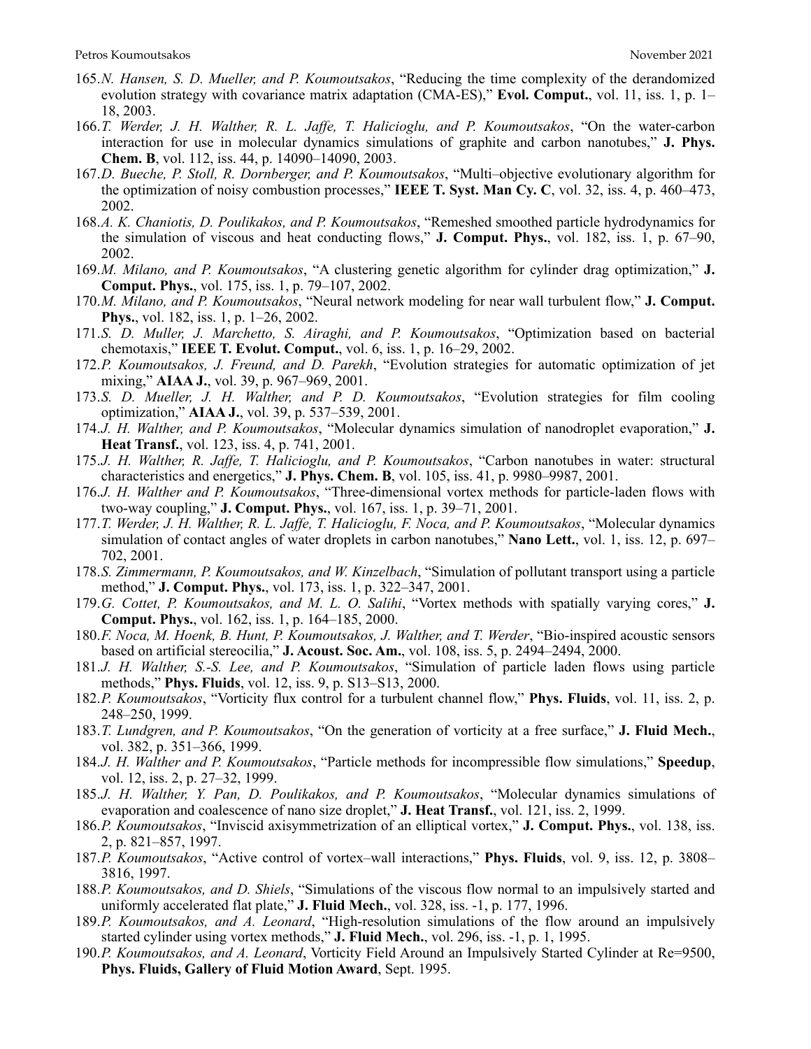165. *N. Hansen, S. D. Mueller, and P. Koumoutsakos*, "Reducing the time complexity of the derandomized evolution strategy with covariance matrix adaptation (CMA-ES)," **Evol. Comput.**, vol. 11, iss. 1, p. 1–18, 2003.
166. *T. Werder, J. H. Walther, R. L. Jaffe, T. Halicioglu, and P. Koumoutsakos*, "On the water-carbon interaction for use in molecular dynamics simulations of graphite and carbon nanotubes," **J. Phys. Chem. B**, vol. 112, iss. 44, p. 14090–14090, 2003.
167. *D. Bueche, P. Stoll, R. Dornberger, and P. Koumoutsakos*, "Multi–objective evolutionary algorithm for the optimization of noisy combustion processes," **IEEE T. Syst. Man Cy. C**, vol. 32, iss. 4, p. 460–473, 2002.
168. *A. K. Chaniotis, D. Poulikakos, and P. Koumoutsakos*, "Remeshed smoothed particle hydrodynamics for the simulation of viscous and heat conducting flows," **J. Comput. Phys.**, vol. 182, iss. 1, p. 67–90, 2002.
169. *M. Milano, and P. Koumoutsakos*, "A clustering genetic algorithm for cylinder drag optimization," **J. Comput. Phys.**, vol. 175, iss. 1, p. 79–107, 2002.
170. *M. Milano, and P. Koumoutsakos*, "Neural network modeling for near wall turbulent flow," **J. Comput. Phys.**, vol. 182, iss. 1, p. 1–26, 2002.
171. *S. D. Muller, J. Marchetto, S. Airaghi, and P. Koumoutsakos*, "Optimization based on bacterial chemotaxis," **IEEE T. Evolut. Comput.**, vol. 6, iss. 1, p. 16–29, 2002.
172. *P. Koumoutsakos, J. Freund, and D. Parekh*, "Evolution strategies for automatic optimization of jet mixing," **AIAA J.**, vol. 39, p. 967–969, 2001.
173. *S. D. Mueller, J. H. Walther, and P. D. Koumoutsakos*, "Evolution strategies for film cooling optimization," **AIAA J.**, vol. 39, p. 537–539, 2001.
174. *J. H. Walther, and P. Koumoutsakos*, "Molecular dynamics simulation of nanodroplet evaporation," **J. Heat Transf.**, vol. 123, iss. 4, p. 741, 2001.
175. *J. H. Walther, R. Jaffe, T. Halicioglu, and P. Koumoutsakos*, "Carbon nanotubes in water: structural characteristics and energetics," **J. Phys. Chem. B**, vol. 105, iss. 41, p. 9980–9987, 2001.
176. *J. H. Walther and P. Koumoutsakos*, "Three-dimensional vortex methods for particle-laden flows with two-way coupling," **J. Comput. Phys.**, vol. 167, iss. 1, p. 39–71, 2001.
177. *T. Werder, J. H. Walther, R. L. Jaffe, T. Halicioglu, F. Noca, and P. Koumoutsakos*, "Molecular dynamics simulation of contact angles of water droplets in carbon nanotubes," **Nano Lett.**, vol. 1, iss. 12, p. 697–702, 2001.
178. *S. Zimmermann, P. Koumoutsakos, and W. Kinzelbach*, "Simulation of pollutant transport using a particle method," **J. Comput. Phys.**, vol. 173, iss. 1, p. 322–347, 2001.
179. *G. Cottet, P. Koumoutsakos, and M. L. O. Salihi*, "Vortex methods with spatially varying cores," **J. Comput. Phys.**, vol. 162, iss. 1, p. 164–185, 2000.
180. *F. Noca, M. Hoenk, B. Hunt, P. Koumoutsakos, J. Walther, and T. Werder*, "Bio-inspired acoustic sensors based on artificial stereocilia," **J. Acoust. Soc. Am.**, vol. 108, iss. 5, p. 2494–2494, 2000.
181. *J. H. Walther, S.-S. Lee, and P. Koumoutsakos*, "Simulation of particle laden flows using particle methods," **Phys. Fluids**, vol. 12, iss. 9, p. S13–S13, 2000.
182. *P. Koumoutsakos*, "Vorticity flux control for a turbulent channel flow," **Phys. Fluids**, vol. 11, iss. 2, p. 248–250, 1999.
183. *T. Lundgren, and P. Koumoutsakos*, "On the generation of vorticity at a free surface," **J. Fluid Mech.**, vol. 382, p. 351–366, 1999.
184. *J. H. Walther and P. Koumoutsakos*, "Particle methods for incompressible flow simulations," **Speedup**, vol. 12, iss. 2, p. 27–32, 1999.
185. *J. H. Walther, Y. Pan, D. Poulikakos, and P. Koumoutsakos*, "Molecular dynamics simulations of evaporation and coalescence of nano size droplet," **J. Heat Transf.**, vol. 121, iss. 2, 1999.
186. *P. Koumoutsakos*, "Inviscid axisymmetrization of an elliptical vortex," **J. Comput. Phys.**, vol. 138, iss. 2, p. 821–857, 1997.
187. *P. Koumoutsakos*, "Active control of vortex–wall interactions," **Phys. Fluids**, vol. 9, iss. 12, p. 3808–3816, 1997.
188. *P. Koumoutsakos, and D. Shiels*, "Simulations of the viscous flow normal to an impulsively started and uniformly accelerated flat plate," **J. Fluid Mech.**, vol. 328, iss. -1, p. 177, 1996.
189. *P. Koumoutsakos, and A. Leonard*, "High-resolution simulations of the flow around an impulsively started cylinder using vortex methods," **J. Fluid Mech.**, vol. 296, iss. -1, p. 1, 1995.
190. *P. Koumoutsakos, and A. Leonard*, Vorticity Field Around an Impulsively Started Cylinder at Re=9500, **Phys. Fluids, Gallery of Fluid Motion Award**, Sept. 1995.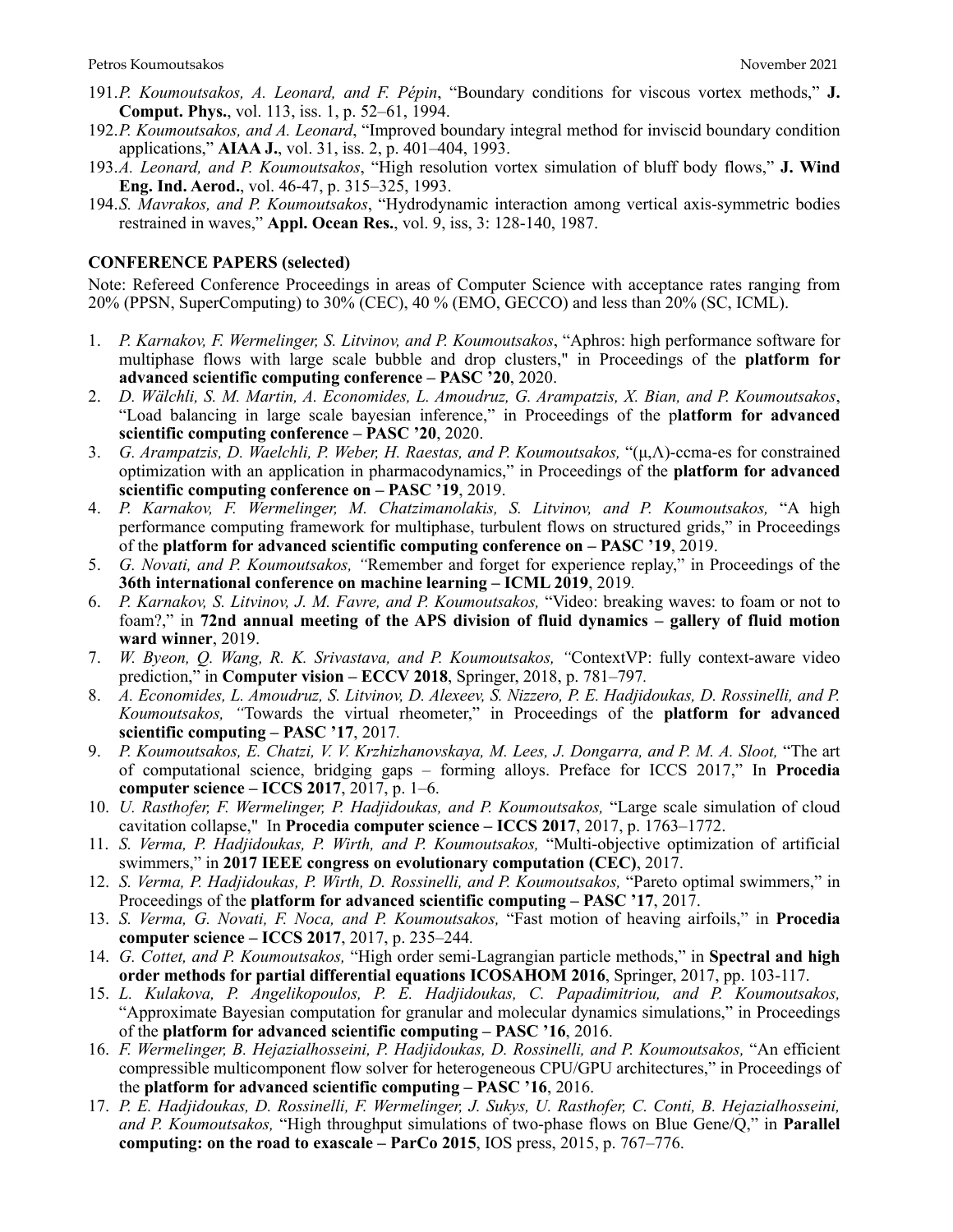191. *P. Koumoutsakos, A. Leonard, and F. Pépin*, “Boundary conditions for viscous vortex methods,” **J. Comput. Phys.**, vol. 113, iss. 1, p. 52–61, 1994.
192. *P. Koumoutsakos, and A. Leonard*, “Improved boundary integral method for inviscid boundary condition applications,” **AIAA J.**, vol. 31, iss. 2, p. 401–404, 1993.
193. *A. Leonard, and P. Koumoutsakos*, “High resolution vortex simulation of bluff body flows,” **J. Wind Eng. Ind. Aerod.**, vol. 46-47, p. 315–325, 1993.
194. *S. Mavrakos, and P. Koumoutsakos*, “Hydrodynamic interaction among vertical axis-symmetric bodies restrained in waves,” **Appl. Ocean Res.**, vol. 9, iss, 3: 128-140, 1987.

**CONFERENCE PAPERS (selected)**

Note: Refereed Conference Proceedings in areas of Computer Science with acceptance rates ranging from 20% (PPSN, SuperComputing) to 30% (CEC), 40 % (EMO, GECCO) and less than 20% (SC, ICML).

1. *P. Karnakov, F. Wermelinger, S. Litvinov, and P. Koumoutsakos*, “Aphros: high performance software for multiphase flows with large scale bubble and drop clusters," in Proceedings of the **platform for advanced scientific computing conference – PASC ’20**, 2020.
2. *D. Wälchli, S. M. Martin, A. Economides, L. Amoudruz, G. Arampatzis, X. Bian, and P. Koumoutsakos*, “Load balancing in large scale bayesian inference,” in Proceedings of the p**latform for advanced scientific computing conference – PASC ’20**, 2020.
3. *G. Arampatzis, D. Waelchli, P. Weber, H. Raestas, and P. Koumoutsakos,* “(μ,Λ)-ccma-es for constrained optimization with an application in pharmacodynamics,” in Proceedings of the **platform for advanced scientific computing conference on – PASC ’19**, 2019.
4. *P. Karnakov, F. Wermelinger, M. Chatzimanolakis, S. Litvinov, and P. Koumoutsakos,* “A high performance computing framework for multiphase, turbulent flows on structured grids,” in Proceedings of the **platform for advanced scientific computing conference on – PASC ’19**, 2019.
5. *G. Novati, and P. Koumoutsakos, “*Remember and forget for experience replay,” in Proceedings of the **36th international conference on machine learning – ICML 2019**, 2019.
6. *P. Karnakov, S. Litvinov, J. M. Favre, and P. Koumoutsakos,* “Video: breaking waves: to foam or not to foam?,” in **72nd annual meeting of the APS division of fluid dynamics – gallery of fluid motion ward winner**, 2019.
7. *W. Byeon, Q. Wang, R. K. Srivastava, and P. Koumoutsakos, “*ContextVP: fully context-aware video prediction,” in **Computer vision – ECCV 2018**, Springer, 2018, p. 781–797.
8. *A. Economides, L. Amoudruz, S. Litvinov, D. Alexeev, S. Nizzero, P. E. Hadjidoukas, D. Rossinelli, and P. Koumoutsakos, “*Towards the virtual rheometer,” in Proceedings of the **platform for advanced scientific computing – PASC ’17**, 2017.
9. *P. Koumoutsakos, E. Chatzi, V. V. Krzhizhanovskaya, M. Lees, J. Dongarra, and P. M. A. Sloot,* “The art of computational science, bridging gaps – forming alloys. Preface for ICCS 2017,” In **Procedia computer science – ICCS 2017**, 2017, p. 1–6.
10. *U. Rasthofer, F. Wermelinger, P. Hadjidoukas, and P. Koumoutsakos,* “Large scale simulation of cloud cavitation collapse," In **Procedia computer science – ICCS 2017**, 2017, p. 1763–1772.
11. *S. Verma, P. Hadjidoukas, P. Wirth, and P. Koumoutsakos,* “Multi-objective optimization of artificial swimmers,” in **2017 IEEE congress on evolutionary computation (CEC)**, 2017.
12. *S. Verma, P. Hadjidoukas, P. Wirth, D. Rossinelli, and P. Koumoutsakos,* “Pareto optimal swimmers,” in Proceedings of the **platform for advanced scientific computing – PASC ’17**, 2017.
13. *S. Verma, G. Novati, F. Noca, and P. Koumoutsakos,* “Fast motion of heaving airfoils,” in **Procedia computer science – ICCS 2017**, 2017, p. 235–244.
14. *G. Cottet, and P. Koumoutsakos,* “High order semi-Lagrangian particle methods,” in **Spectral and high order methods for partial differential equations ICOSAHOM 2016**, Springer, 2017, pp. 103-117.
15. *L. Kulakova, P. Angelikopoulos, P. E. Hadjidoukas, C. Papadimitriou, and P. Koumoutsakos,* “Approximate Bayesian computation for granular and molecular dynamics simulations,” in Proceedings of the **platform for advanced scientific computing – PASC ’16**, 2016.
16. *F. Wermelinger, B. Hejazialhosseini, P. Hadjidoukas, D. Rossinelli, and P. Koumoutsakos,* “An efficient compressible multicomponent flow solver for heterogeneous CPU/GPU architectures,” in Proceedings of the **platform for advanced scientific computing – PASC ’16**, 2016.
17. *P. E. Hadjidoukas, D. Rossinelli, F. Wermelinger, J. Sukys, U. Rasthofer, C. Conti, B. Hejazialhosseini, and P. Koumoutsakos,* “High throughput simulations of two-phase flows on Blue Gene/Q,” in **Parallel computing: on the road to exascale – ParCo 2015**, IOS press, 2015, p. 767–776.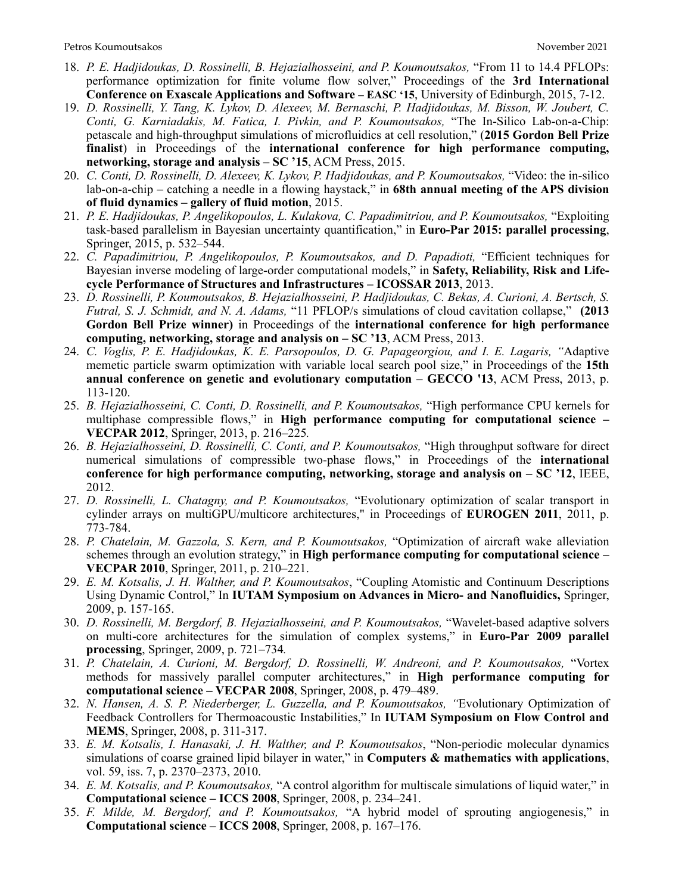18. *P. E. Hadjidoukas, D. Rossinelli, B. Hejazialhosseini, and P. Koumoutsakos,* "From 11 to 14.4 PFLOPs: performance optimization for finite volume flow solver," Proceedings of the **3rd International Conference on Exascale Applications and Software – EASC '15**, University of Edinburgh, 2015, 7-12.
19. *D. Rossinelli, Y. Tang, K. Lykov, D. Alexeev, M. Bernaschi, P. Hadjidoukas, M. Bisson, W. Joubert, C. Conti, G. Karniadakis, M. Fatica, I. Pivkin, and P. Koumoutsakos,* "The In-Silico Lab-on-a-Chip: petascale and high-throughput simulations of microfluidics at cell resolution," (**2015 Gordon Bell Prize finalist**) in Proceedings of the **international conference for high performance computing, networking, storage and analysis – SC '15**, ACM Press, 2015.
20. *C. Conti, D. Rossinelli, D. Alexeev, K. Lykov, P. Hadjidoukas, and P. Koumoutsakos,* "Video: the in-silico lab-on-a-chip – catching a needle in a flowing haystack," in **68th annual meeting of the APS division of fluid dynamics – gallery of fluid motion**, 2015.
21. *P. E. Hadjidoukas, P. Angelikopoulos, L. Kulakova, C. Papadimitriou, and P. Koumoutsakos,* "Exploiting task-based parallelism in Bayesian uncertainty quantification," in **Euro-Par 2015: parallel processing**, Springer, 2015, p. 532–544.
22. *C. Papadimitriou, P. Angelikopoulos, P. Koumoutsakos, and D. Papadioti,* "Efficient techniques for Bayesian inverse modeling of large-order computational models," in **Safety, Reliability, Risk and Life-cycle Performance of Structures and Infrastructures – ICOSSAR 2013**, 2013.
23. *D. Rossinelli, P. Koumoutsakos, B. Hejazialhosseini, P. Hadjidoukas, C. Bekas, A. Curioni, A. Bertsch, S. Futral, S. J. Schmidt, and N. A. Adams,* "11 PFLOP/s simulations of cloud cavitation collapse," **(2013 Gordon Bell Prize winner)** in Proceedings of the **international conference for high performance computing, networking, storage and analysis on – SC '13**, ACM Press, 2013.
24. *C. Voglis, P. E. Hadjidoukas, K. E. Parsopoulos, D. G. Papageorgiou, and I. E. Lagaris,* "Adaptive memetic particle swarm optimization with variable local search pool size," in Proceedings of the **15th annual conference on genetic and evolutionary computation – GECCO '13**, ACM Press, 2013, p. 113-120.
25. *B. Hejazialhosseini, C. Conti, D. Rossinelli, and P. Koumoutsakos,* "High performance CPU kernels for multiphase compressible flows," in **High performance computing for computational science – VECPAR 2012**, Springer, 2013, p. 216–225*.*
26. *B. Hejazialhosseini, D. Rossinelli, C. Conti, and P. Koumoutsakos,* "High throughput software for direct numerical simulations of compressible two-phase flows," in Proceedings of the **international conference for high performance computing, networking, storage and analysis on – SC '12**, IEEE, 2012.
27. *D. Rossinelli, L. Chatagny, and P. Koumoutsakos,* "Evolutionary optimization of scalar transport in cylinder arrays on multiGPU/multicore architectures," in Proceedings of **EUROGEN 2011**, 2011, p. 773-784.
28. *P. Chatelain, M. Gazzola, S. Kern, and P. Koumoutsakos,* "Optimization of aircraft wake alleviation schemes through an evolution strategy," in **High performance computing for computational science – VECPAR 2010**, Springer, 2011, p. 210–221.
29. *E. M. Kotsalis, J. H. Walther, and P. Koumoutsakos*, "Coupling Atomistic and Continuum Descriptions Using Dynamic Control," In **IUTAM Symposium on Advances in Micro- and Nanofluidics,** Springer, 2009, p. 157-165.
30. *D. Rossinelli, M. Bergdorf, B. Hejazialhosseini, and P. Koumoutsakos,* "Wavelet-based adaptive solvers on multi-core architectures for the simulation of complex systems," in **Euro-Par 2009 parallel processing**, Springer, 2009, p. 721–734*.*
31. *P. Chatelain, A. Curioni, M. Bergdorf, D. Rossinelli, W. Andreoni, and P. Koumoutsakos,* "Vortex methods for massively parallel computer architectures," in **High performance computing for computational science – VECPAR 2008**, Springer, 2008, p. 479–489.
32. *N. Hansen, A. S. P. Niederberger, L. Guzzella, and P. Koumoutsakos,* "Evolutionary Optimization of Feedback Controllers for Thermoacoustic Instabilities," In **IUTAM Symposium on Flow Control and MEMS**, Springer, 2008, p. 311-317.
33. *E. M. Kotsalis, I. Hanasaki, J. H. Walther, and P. Koumoutsakos*, "Non-periodic molecular dynamics simulations of coarse grained lipid bilayer in water," in **Computers & mathematics with applications**, vol. 59, iss. 7, p. 2370–2373, 2010.
34. *E. M. Kotsalis, and P. Koumoutsakos,* "A control algorithm for multiscale simulations of liquid water," in **Computational science – ICCS 2008**, Springer, 2008, p. 234–241.
35. *F. Milde, M. Bergdorf, and P. Koumoutsakos,* "A hybrid model of sprouting angiogenesis," in **Computational science – ICCS 2008**, Springer, 2008, p. 167–176.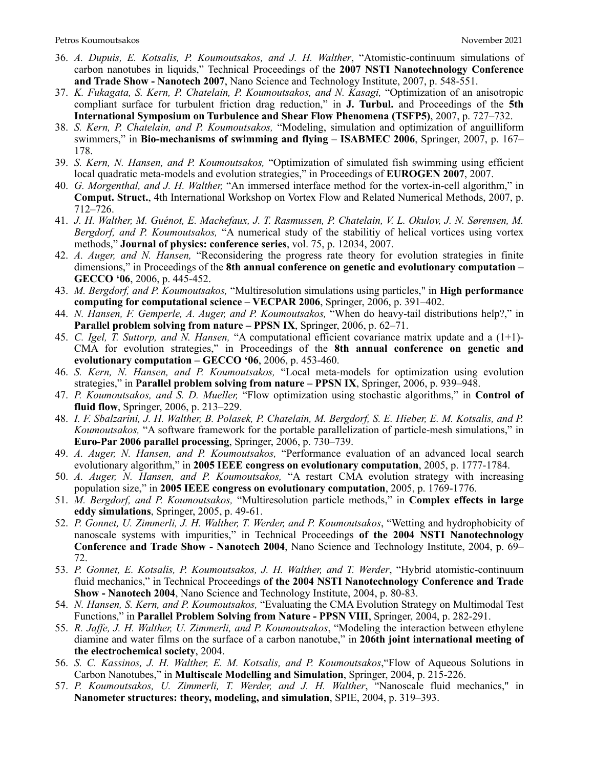36. *A. Dupuis, E. Kotsalis, P. Koumoutsakos, and J. H. Walther*, “Atomistic-continuum simulations of carbon nanotubes in liquids,” Technical Proceedings of the **2007 NSTI Nanotechnology Conference and Trade Show - Nanotech 2007**, Nano Science and Technology Institute, 2007, p. 548-551.
37. *K. Fukagata, S. Kern, P. Chatelain, P. Koumoutsakos, and N. Kasagi,* “Optimization of an anisotropic compliant surface for turbulent friction drag reduction,” in **J. Turbul.** and Proceedings of the **5th International Symposium on Turbulence and Shear Flow Phenomena (TSFP5)**, 2007, p. 727–732.
38. *S. Kern, P. Chatelain, and P. Koumoutsakos,* “Modeling, simulation and optimization of anguilliform swimmers,” in **Bio-mechanisms of swimming and flying – ISABMEC 2006**, Springer, 2007, p. 167–178.
39. *S. Kern, N. Hansen, and P. Koumoutsakos,* “Optimization of simulated fish swimming using efficient local quadratic meta-models and evolution strategies,” in Proceedings of **EUROGEN 2007**, 2007.
40. *G. Morgenthal, and J. H. Walther,* “An immersed interface method for the vortex-in-cell algorithm,” in **Comput. Struct.**, 4th International Workshop on Vortex Flow and Related Numerical Methods, 2007, p. 712–726.
41. *J. H. Walther, M. Guénot, E. Machefaux, J. T. Rasmussen, P. Chatelain, V. L. Okulov, J. N. Sørensen, M. Bergdorf, and P. Koumoutsakos,* “A numerical study of the stabilitiy of helical vortices using vortex methods,” **Journal of physics: conference series**, vol. 75, p. 12034, 2007.
42. *A. Auger, and N. Hansen,* “Reconsidering the progress rate theory for evolution strategies in finite dimensions,” in Proceedings of the **8th annual conference on genetic and evolutionary computation – GECCO ‘06**, 2006, p. 445-452.
43. *M. Bergdorf, and P. Koumoutsakos,* “Multiresolution simulations using particles," in **High performance computing for computational science – VECPAR 2006**, Springer, 2006, p. 391–402.
44. *N. Hansen, F. Gemperle, A. Auger, and P. Koumoutsakos,* “When do heavy-tail distributions help?,” in **Parallel problem solving from nature – PPSN IX**, Springer, 2006, p. 62–71.
45. *C. Igel, T. Suttorp, and N. Hansen,* “A computational efficient covariance matrix update and a (1+1)-CMA for evolution strategies,” in Proceedings of the **8th annual conference on genetic and evolutionary computation – GECCO ‘06**, 2006, p. 453-460.
46. *S. Kern, N. Hansen, and P. Koumoutsakos,* “Local meta-models for optimization using evolution strategies,” in **Parallel problem solving from nature – PPSN IX**, Springer, 2006, p. 939–948.
47. *P. Koumoutsakos, and S. D. Mueller,* “Flow optimization using stochastic algorithms,” in **Control of fluid flow**, Springer, 2006, p. 213–229.
48. *I. F. Sbalzarini, J. H. Walther, B. Polasek, P. Chatelain, M. Bergdorf, S. E. Hieber, E. M. Kotsalis, and P. Koumoutsakos,* “A software framework for the portable parallelization of particle-mesh simulations,” in **Euro-Par 2006 parallel processing**, Springer, 2006, p. 730–739.
49. *A. Auger, N. Hansen, and P. Koumoutsakos,* “Performance evaluation of an advanced local search evolutionary algorithm,” in **2005 IEEE congress on evolutionary computation**, 2005, p. 1777-1784.
50. *A. Auger, N. Hansen, and P. Koumoutsakos,* “A restart CMA evolution strategy with increasing population size,” in **2005 IEEE congress on evolutionary computation**, 2005, p. 1769-1776.
51. *M. Bergdorf, and P. Koumoutsakos,* “Multiresolution particle methods,” in **Complex effects in large eddy simulations**, Springer, 2005, p. 49-61.
52. *P. Gonnet, U. Zimmerli, J. H. Walther, T. Werder, and P. Koumoutsakos*, “Wetting and hydrophobicity of nanoscale systems with impurities,” in Technical Proceedings **of the 2004 NSTI Nanotechnology Conference and Trade Show - Nanotech 2004**, Nano Science and Technology Institute, 2004, p. 69–72.
53. *P. Gonnet, E. Kotsalis, P. Koumoutsakos, J. H. Walther, and T. Werder*, “Hybrid atomistic-continuum fluid mechanics,” in Technical Proceedings **of the 2004 NSTI Nanotechnology Conference and Trade Show - Nanotech 2004**, Nano Science and Technology Institute, 2004, p. 80-83.
54. *N. Hansen, S. Kern, and P. Koumoutsakos,* “Evaluating the CMA Evolution Strategy on Multimodal Test Functions,” in **Parallel Problem Solving from Nature - PPSN VIII**, Springer, 2004, p. 282-291.
55. *R. Jaffe, J. H. Walther, U. Zimmerli, and P. Koumoutsakos*, “Modeling the interaction between ethylene diamine and water films on the surface of a carbon nanotube,” in **206th joint international meeting of the electrochemical society**, 2004.
56. *S. C. Kassinos, J. H. Walther, E. M. Kotsalis, and P. Koumoutsakos*,“Flow of Aqueous Solutions in Carbon Nanotubes,” in **Multiscale Modelling and Simulation**, Springer, 2004, p. 215-226.
57. *P. Koumoutsakos, U. Zimmerli, T. Werder, and J. H. Walther*, “Nanoscale fluid mechanics," in **Nanometer structures: theory, modeling, and simulation**, SPIE, 2004, p. 319–393.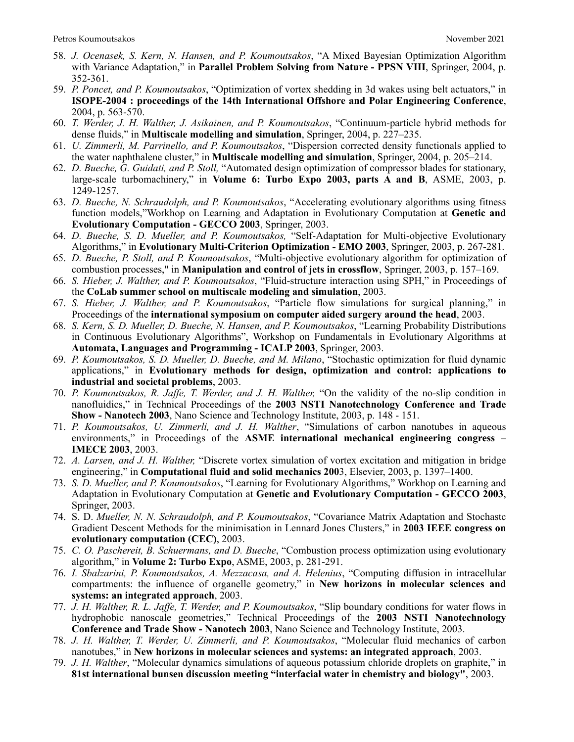58. *J. Ocenasek, S. Kern, N. Hansen, and P. Koumoutsakos*, "A Mixed Bayesian Optimization Algorithm with Variance Adaptation," in **Parallel Problem Solving from Nature - PPSN VIII**, Springer, 2004, p. 352-361.
59. *P. Poncet, and P. Koumoutsakos*, "Optimization of vortex shedding in 3d wakes using belt actuators," in **ISOPE-2004 : proceedings of the 14th International Offshore and Polar Engineering Conference**, 2004, p. 563-570.
60. *T. Werder, J. H. Walther, J. Asikainen, and P. Koumoutsakos*, "Continuum-particle hybrid methods for dense fluids," in **Multiscale modelling and simulation**, Springer, 2004, p. 227–235.
61. *U. Zimmerli, M. Parrinello, and P. Koumoutsakos*, "Dispersion corrected density functionals applied to the water naphthalene cluster," in **Multiscale modelling and simulation**, Springer, 2004, p. 205–214.
62. *D. Bueche, G. Guidati, and P. Stoll,* "Automated design optimization of compressor blades for stationary, large-scale turbomachinery," in **Volume 6: Turbo Expo 2003, parts A and B**, ASME, 2003, p. 1249-1257.
63. *D. Bueche, N. Schraudolph, and P. Koumoutsakos*, "Accelerating evolutionary algorithms using fitness function models,"Workhop on Learning and Adaptation in Evolutionary Computation at **Genetic and Evolutionary Computation - GECCO 2003**, Springer, 2003.
64. *D. Bueche, S. D. Mueller, and P. Koumoutsakos,* "Self-Adaptation for Multi-objective Evolutionary Algorithms," in **Evolutionary Multi-Criterion Optimization - EMO 2003**, Springer, 2003, p. 267-281.
65. *D. Bueche, P. Stoll, and P. Koumoutsakos*, "Multi-objective evolutionary algorithm for optimization of combustion processes," in **Manipulation and control of jets in crossflow**, Springer, 2003, p. 157–169.
66. *S. Hieber, J. Walther, and P. Koumoutsakos*, "Fluid-structure interaction using SPH," in Proceedings of the **CoLab summer school on multiscale modeling and simulation**, 2003.
67. *S. Hieber, J. Walther, and P. Koumoutsakos*, "Particle flow simulations for surgical planning," in Proceedings of the **international symposium on computer aided surgery around the head**, 2003.
68. *S. Kern, S. D. Mueller, D. Bueche, N. Hansen, and P. Koumoutsakos*, "Learning Probability Distributions in Continuous Evolutionary Algorithms", Workshop on Fundamentals in Evolutionary Algorithms at **Automata, Languages and Programming - ICALP 2003**, Springer, 2003.
69. *P. Koumoutsakos, S. D. Mueller, D. Bueche, and M. Milano*, "Stochastic optimization for fluid dynamic applications," in **Evolutionary methods for design, optimization and control: applications to industrial and societal problems**, 2003.
70. *P. Koumoutsakos, R. Jaffe, T. Werder, and J. H. Walther,* "On the validity of the no-slip condition in nanofluidics," in Technical Proceedings of the **2003 NSTI Nanotechnology Conference and Trade Show - Nanotech 2003**, Nano Science and Technology Institute, 2003, p. 148 - 151.
71. *P. Koumoutsakos, U. Zimmerli, and J. H. Walther*, "Simulations of carbon nanotubes in aqueous environments," in Proceedings of the **ASME international mechanical engineering congress – IMECE 2003**, 2003.
72. *A. Larsen, and J. H. Walther,* "Discrete vortex simulation of vortex excitation and mitigation in bridge engineering," in **Computational fluid and solid mechanics 200**3, Elsevier, 2003, p. 1397–1400.
73. *S. D. Mueller, and P. Koumoutsakos*, "Learning for Evolutionary Algorithms," Workhop on Learning and Adaptation in Evolutionary Computation at **Genetic and Evolutionary Computation - GECCO 2003**, Springer, 2003.
74. S. D. *Mueller, N. N. Schraudolph, and P. Koumoutsakos*, "Covariance Matrix Adaptation and Stochastc Gradient Descent Methods for the minimisation in Lennard Jones Clusters," in **2003 IEEE congress on evolutionary computation (CEC)**, 2003.
75. *C. O. Paschereit, B. Schuermans, and D. Bueche*, "Combustion process optimization using evolutionary algorithm," in **Volume 2: Turbo Expo**, ASME, 2003, p. 281-291.
76. *I. Sbalzarini, P. Koumoutsakos, A. Mezzacasa, and A. Helenius*, "Computing diffusion in intracellular compartments: the influence of organelle geometry," in **New horizons in molecular sciences and systems: an integrated approach**, 2003.
77. *J. H. Walther, R. L. Jaffe, T. Werder, and P. Koumoutsakos*, "Slip boundary conditions for water flows in hydrophobic nanoscale geometries," Technical Proceedings of the **2003 NSTI Nanotechnology Conference and Trade Show - Nanotech 2003**, Nano Science and Technology Institute, 2003.
78. *J. H. Walther, T. Werder, U. Zimmerli, and P. Koumoutsakos*, "Molecular fluid mechanics of carbon nanotubes," in **New horizons in molecular sciences and systems: an integrated approach**, 2003.
79. *J. H. Walther*, "Molecular dynamics simulations of aqueous potassium chloride droplets on graphite," in **81st international bunsen discussion meeting "interfacial water in chemistry and biology"**, 2003.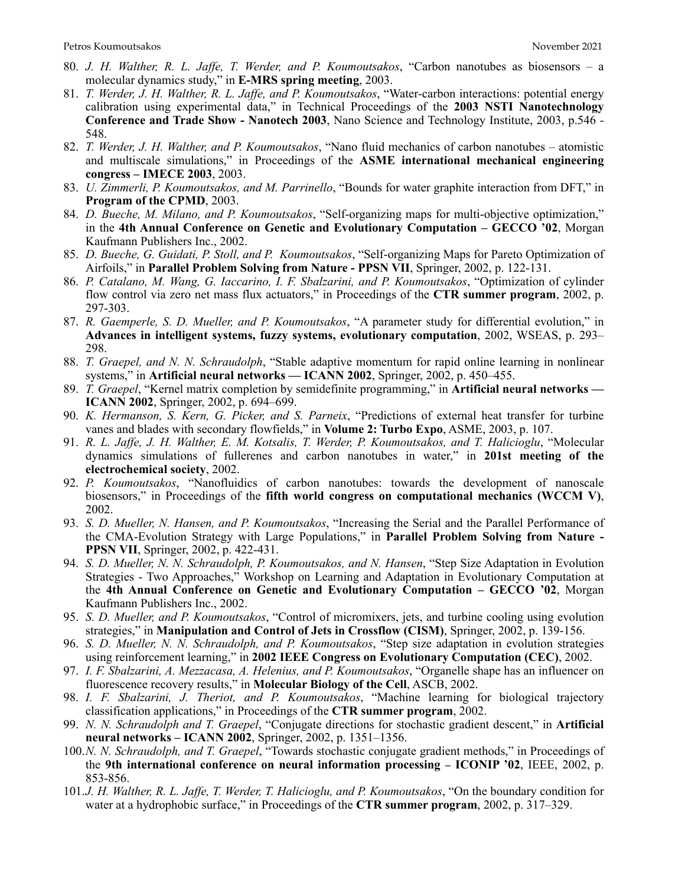80. *J. H. Walther, R. L. Jaffe, T. Werder, and P. Koumoutsakos*, "Carbon nanotubes as biosensors – a molecular dynamics study," in **E-MRS spring meeting**, 2003.
81. *T. Werder, J. H. Walther, R. L. Jaffe, and P. Koumoutsakos*, "Water-carbon interactions: potential energy calibration using experimental data," in Technical Proceedings of the **2003 NSTI Nanotechnology Conference and Trade Show - Nanotech 2003**, Nano Science and Technology Institute, 2003, p.546 - 548.
82. *T. Werder, J. H. Walther, and P. Koumoutsakos*, "Nano fluid mechanics of carbon nanotubes – atomistic and multiscale simulations," in Proceedings of the **ASME international mechanical engineering congress – IMECE 2003**, 2003.
83. *U. Zimmerli, P. Koumoutsakos, and M. Parrinello*, "Bounds for water graphite interaction from DFT," in **Program of the CPMD**, 2003.
84. *D. Bueche, M. Milano, and P. Koumoutsakos*, "Self-organizing maps for multi-objective optimization," in the **4th Annual Conference on Genetic and Evolutionary Computation – GECCO '02**, Morgan Kaufmann Publishers Inc., 2002.
85. *D. Bueche, G. Guidati, P. Stoll, and P. Koumoutsakos*, "Self-organizing Maps for Pareto Optimization of Airfoils," in **Parallel Problem Solving from Nature - PPSN VII**, Springer, 2002, p. 122-131.
86. *P. Catalano, M. Wang, G. Iaccarino, I. F. Sbalzarini, and P. Koumoutsakos*, "Optimization of cylinder flow control via zero net mass flux actuators," in Proceedings of the **CTR summer program**, 2002, p. 297-303.
87. *R. Gaemperle, S. D. Mueller, and P. Koumoutsakos*, "A parameter study for differential evolution," in **Advances in intelligent systems, fuzzy systems, evolutionary computation**, 2002, WSEAS, p. 293–298.
88. *T. Graepel, and N. N. Schraudolph*, "Stable adaptive momentum for rapid online learning in nonlinear systems," in **Artificial neural networks — ICANN 2002**, Springer, 2002, p. 450–455.
89. *T. Graepel*, "Kernel matrix completion by semidefinite programming," in **Artificial neural networks — ICANN 2002**, Springer, 2002, p. 694–699.
90. *K. Hermanson, S. Kern, G. Picker, and S. Parneix*, "Predictions of external heat transfer for turbine vanes and blades with secondary flowfields," in **Volume 2: Turbo Expo**, ASME, 2003, p. 107.
91. *R. L. Jaffe, J. H. Walther, E. M. Kotsalis, T. Werder, P. Koumoutsakos, and T. Halicioglu*, "Molecular dynamics simulations of fullerenes and carbon nanotubes in water," in **201st meeting of the electrochemical society**, 2002.
92. *P. Koumoutsakos*, "Nanofluidics of carbon nanotubes: towards the development of nanoscale biosensors," in Proceedings of the **fifth world congress on computational mechanics (WCCM V)**, 2002.
93. *S. D. Mueller, N. Hansen, and P. Koumoutsakos*, "Increasing the Serial and the Parallel Performance of the CMA-Evolution Strategy with Large Populations," in **Parallel Problem Solving from Nature - PPSN VII**, Springer, 2002, p. 422-431.
94. *S. D. Mueller, N. N. Schraudolph, P. Koumoutsakos, and N. Hansen*, "Step Size Adaptation in Evolution Strategies - Two Approaches," Workshop on Learning and Adaptation in Evolutionary Computation at the **4th Annual Conference on Genetic and Evolutionary Computation – GECCO '02**, Morgan Kaufmann Publishers Inc., 2002.
95. *S. D. Mueller, and P. Koumoutsakos*, "Control of micromixers, jets, and turbine cooling using evolution strategies," in **Manipulation and Control of Jets in Crossflow (CISM)**, Springer, 2002, p. 139-156.
96. *S. D. Mueller, N. N. Schraudolph, and P. Koumoutsakos*, "Step size adaptation in evolution strategies using reinforcement learning," in **2002 IEEE Congress on Evolutionary Computation (CEC)**, 2002.
97. *I. F. Sbalzarini, A. Mezzacasa, A. Helenius, and P. Koumoutsakos*, "Organelle shape has an influencer on fluorescence recovery results," in **Molecular Biology of the Cell**, ASCB, 2002.
98. *I. F. Sbalzarini, J. Theriot, and P. Koumoutsakos*, "Machine learning for biological trajectory classification applications," in Proceedings of the **CTR summer program**, 2002.
99. *N. N. Schraudolph and T. Graepel*, "Conjugate directions for stochastic gradient descent," in **Artificial neural networks – ICANN 2002**, Springer, 2002, p. 1351–1356.
100. *N. N. Schraudolph, and T. Graepel*, "Towards stochastic conjugate gradient methods," in Proceedings of the **9th international conference on neural information processing – ICONIP '02**, IEEE, 2002, p. 853-856.
101. *J. H. Walther, R. L. Jaffe, T. Werder, T. Halicioglu, and P. Koumoutsakos*, "On the boundary condition for water at a hydrophobic surface," in Proceedings of the **CTR summer program**, 2002, p. 317–329.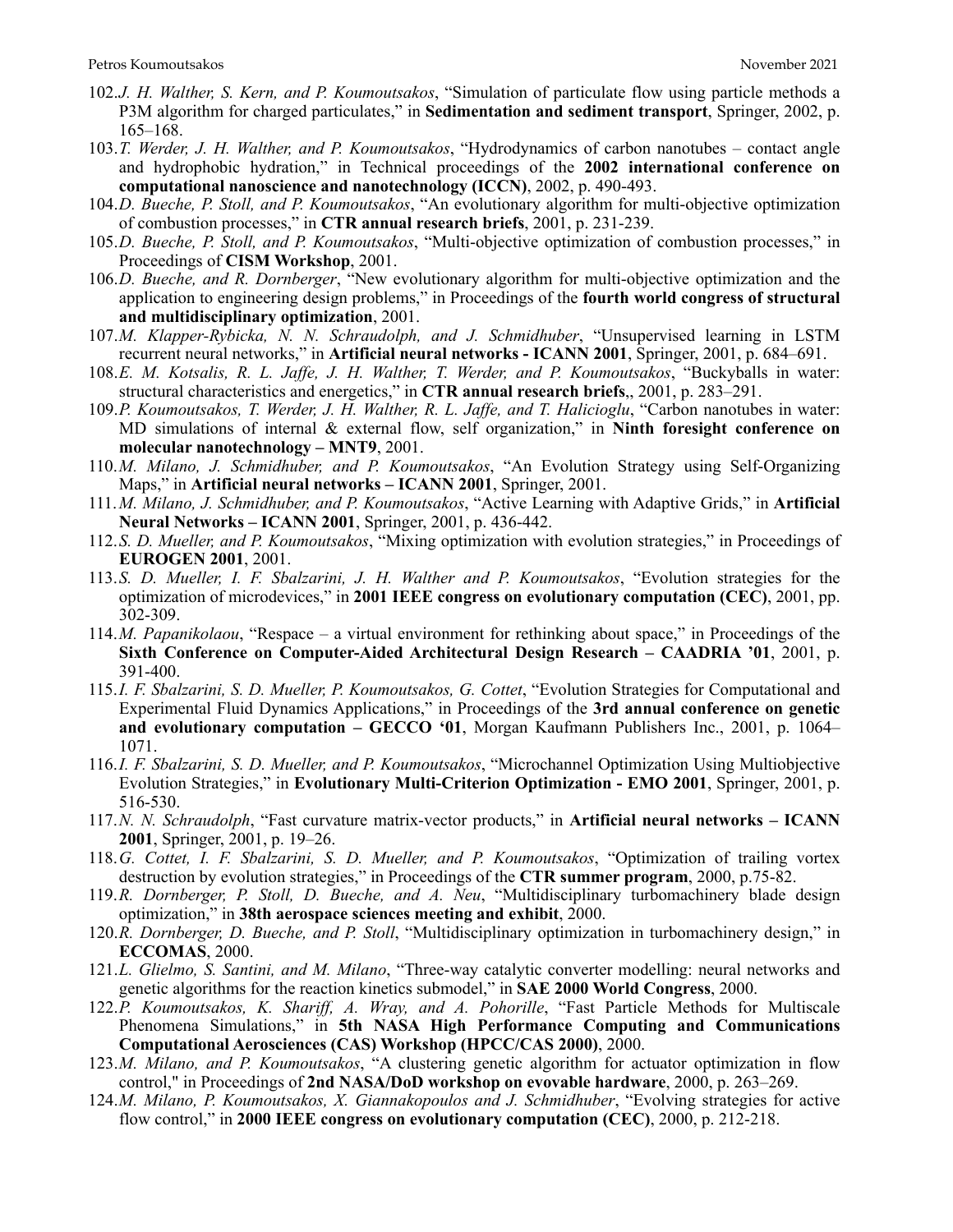102. *J. H. Walther, S. Kern, and P. Koumoutsakos*, “Simulation of particulate flow using particle methods a P3M algorithm for charged particulates,” in **Sedimentation and sediment transport**, Springer, 2002, p. 165–168.
103. *T. Werder, J. H. Walther, and P. Koumoutsakos*, “Hydrodynamics of carbon nanotubes – contact angle and hydrophobic hydration,” in Technical proceedings of the **2002 international conference on computational nanoscience and nanotechnology (ICCN)**, 2002, p. 490-493.
104. *D. Bueche, P. Stoll, and P. Koumoutsakos*, “An evolutionary algorithm for multi-objective optimization of combustion processes,” in **CTR annual research briefs**, 2001, p. 231-239.
105. *D. Bueche, P. Stoll, and P. Koumoutsakos*, “Multi-objective optimization of combustion processes,” in Proceedings of **CISM Workshop**, 2001.
106. *D. Bueche, and R. Dornberger*, “New evolutionary algorithm for multi-objective optimization and the application to engineering design problems,” in Proceedings of the **fourth world congress of structural and multidisciplinary optimization**, 2001.
107. *M. Klapper-Rybicka, N. N. Schraudolph, and J. Schmidhuber*, “Unsupervised learning in LSTM recurrent neural networks,” in **Artificial neural networks - ICANN 2001**, Springer, 2001, p. 684–691.
108. *E. M. Kotsalis, R. L. Jaffe, J. H. Walther, T. Werder, and P. Koumoutsakos*, “Buckyballs in water: structural characteristics and energetics,” in **CTR annual research briefs**,, 2001, p. 283–291.
109. *P. Koumoutsakos, T. Werder, J. H. Walther, R. L. Jaffe, and T. Halicioglu*, “Carbon nanotubes in water: MD simulations of internal & external flow, self organization,” in **Ninth foresight conference on molecular nanotechnology – MNT9**, 2001.
110. *M. Milano, J. Schmidhuber, and P. Koumoutsakos*, “An Evolution Strategy using Self-Organizing Maps,” in **Artificial neural networks – ICANN 2001**, Springer, 2001.
111. *M. Milano, J. Schmidhuber, and P. Koumoutsakos*, “Active Learning with Adaptive Grids,” in **Artificial Neural Networks – ICANN 2001**, Springer, 2001, p. 436-442.
112. *S. D. Mueller, and P. Koumoutsakos*, “Mixing optimization with evolution strategies,” in Proceedings of **EUROGEN 2001**, 2001.
113. *S. D. Mueller, I. F. Sbalzarini, J. H. Walther and P. Koumoutsakos*, “Evolution strategies for the optimization of microdevices,” in **2001 IEEE congress on evolutionary computation (CEC)**, 2001, pp. 302-309.
114. *M. Papanikolaou*, “Respace – a virtual environment for rethinking about space,” in Proceedings of the **Sixth Conference on Computer-Aided Architectural Design Research – CAADRIA ’01**, 2001, p. 391-400.
115. *I. F. Sbalzarini, S. D. Mueller, P. Koumoutsakos, G. Cottet*, “Evolution Strategies for Computational and Experimental Fluid Dynamics Applications,” in Proceedings of the **3rd annual conference on genetic and evolutionary computation – GECCO ‘01**, Morgan Kaufmann Publishers Inc., 2001, p. 1064–1071.
116. *I. F. Sbalzarini, S. D. Mueller, and P. Koumoutsakos*, “Microchannel Optimization Using Multiobjective Evolution Strategies,” in **Evolutionary Multi-Criterion Optimization - EMO 2001**, Springer, 2001, p. 516-530.
117. *N. N. Schraudolph*, “Fast curvature matrix-vector products,” in **Artificial neural networks – ICANN 2001**, Springer, 2001, p. 19–26.
118. *G. Cottet, I. F. Sbalzarini, S. D. Mueller, and P. Koumoutsakos*, “Optimization of trailing vortex destruction by evolution strategies,” in Proceedings of the **CTR summer program**, 2000, p.75-82.
119. *R. Dornberger, P. Stoll, D. Bueche, and A. Neu*, “Multidisciplinary turbomachinery blade design optimization,” in **38th aerospace sciences meeting and exhibit**, 2000.
120. *R. Dornberger, D. Bueche, and P. Stoll*, “Multidisciplinary optimization in turbomachinery design,” in **ECCOMAS**, 2000.
121. *L. Glielmo, S. Santini, and M. Milano*, “Three-way catalytic converter modelling: neural networks and genetic algorithms for the reaction kinetics submodel,” in **SAE 2000 World Congress**, 2000.
122. *P. Koumoutsakos, K. Shariff, A. Wray, and A. Pohorille*, “Fast Particle Methods for Multiscale Phenomena Simulations,” in **5th NASA High Performance Computing and Communications Computational Aerosciences (CAS) Workshop (HPCC/CAS 2000)**, 2000.
123. *M. Milano, and P. Koumoutsakos*, “A clustering genetic algorithm for actuator optimization in flow control," in Proceedings of **2nd NASA/DoD workshop on evovable hardware**, 2000, p. 263–269.
124. *M. Milano, P. Koumoutsakos, X. Giannakopoulos and J. Schmidhuber*, “Evolving strategies for active flow control,” in **2000 IEEE congress on evolutionary computation (CEC)**, 2000, p. 212-218.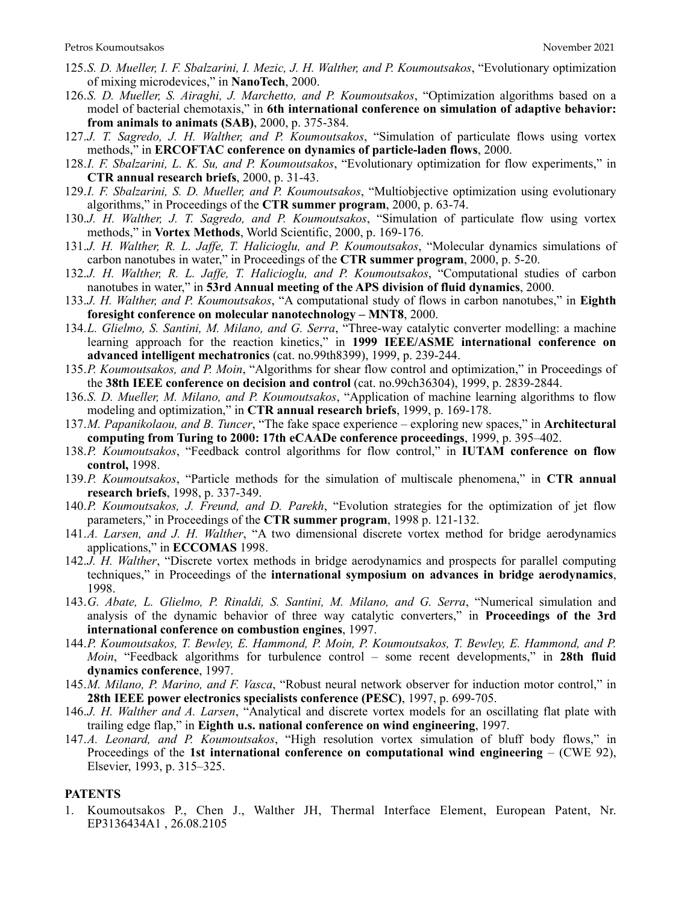125. *S. D. Mueller, I. F. Sbalzarini, I. Mezic, J. H. Walther, and P. Koumoutsakos*, "Evolutionary optimization of mixing microdevices," in **NanoTech**, 2000.
126. *S. D. Mueller, S. Airaghi, J. Marchetto, and P. Koumoutsakos*, "Optimization algorithms based on a model of bacterial chemotaxis," in **6th international conference on simulation of adaptive behavior: from animals to animats (SAB)**, 2000, p. 375-384.
127. *J. T. Sagredo, J. H. Walther, and P. Koumoutsakos*, "Simulation of particulate flows using vortex methods," in **ERCOFTAC conference on dynamics of particle-laden flows**, 2000.
128. *I. F. Sbalzarini, L. K. Su, and P. Koumoutsakos*, "Evolutionary optimization for flow experiments," in **CTR annual research briefs**, 2000, p. 31-43.
129. *I. F. Sbalzarini, S. D. Mueller, and P. Koumoutsakos*, "Multiobjective optimization using evolutionary algorithms," in Proceedings of the **CTR summer program**, 2000, p. 63-74.
130. *J. H. Walther, J. T. Sagredo, and P. Koumoutsakos*, "Simulation of particulate flow using vortex methods," in **Vortex Methods**, World Scientific, 2000, p. 169-176.
131. *J. H. Walther, R. L. Jaffe, T. Halicioglu, and P. Koumoutsakos*, "Molecular dynamics simulations of carbon nanotubes in water," in Proceedings of the **CTR summer program**, 2000, p. 5-20.
132. *J. H. Walther, R. L. Jaffe, T. Halicioglu, and P. Koumoutsakos*, "Computational studies of carbon nanotubes in water," in **53rd Annual meeting of the APS division of fluid dynamics**, 2000.
133. *J. H. Walther, and P. Koumoutsakos*, "A computational study of flows in carbon nanotubes," in **Eighth foresight conference on molecular nanotechnology – MNT8**, 2000.
134. *L. Glielmo, S. Santini, M. Milano, and G. Serra*, "Three-way catalytic converter modelling: a machine learning approach for the reaction kinetics," in **1999 IEEE/ASME international conference on advanced intelligent mechatronics** (cat. no.99th8399), 1999, p. 239-244.
135. *P. Koumoutsakos, and P. Moin*, "Algorithms for shear flow control and optimization," in Proceedings of the **38th IEEE conference on decision and control** (cat. no.99ch36304), 1999, p. 2839-2844.
136. *S. D. Mueller, M. Milano, and P. Koumoutsakos*, "Application of machine learning algorithms to flow modeling and optimization," in **CTR annual research briefs**, 1999, p. 169-178.
137. *M. Papanikolaou, and B. Tuncer*, "The fake space experience – exploring new spaces," in **Architectural computing from Turing to 2000: 17th eCAADe conference proceedings**, 1999, p. 395–402.
138. *P. Koumoutsakos*, "Feedback control algorithms for flow control," in **IUTAM conference on flow control,** 1998.
139. *P. Koumoutsakos*, "Particle methods for the simulation of multiscale phenomena," in **CTR annual research briefs**, 1998, p. 337-349.
140. *P. Koumoutsakos, J. Freund, and D. Parekh*, "Evolution strategies for the optimization of jet flow parameters," in Proceedings of the **CTR summer program**, 1998 p. 121-132.
141. *A. Larsen, and J. H. Walther*, "A two dimensional discrete vortex method for bridge aerodynamics applications," in **ECCOMAS** 1998.
142. *J. H. Walther*, "Discrete vortex methods in bridge aerodynamics and prospects for parallel computing techniques," in Proceedings of the **international symposium on advances in bridge aerodynamics**, 1998.
143. *G. Abate, L. Glielmo, P. Rinaldi, S. Santini, M. Milano, and G. Serra*, "Numerical simulation and analysis of the dynamic behavior of three way catalytic converters," in **Proceedings of the 3rd international conference on combustion engines**, 1997.
144. *P. Koumoutsakos, T. Bewley, E. Hammond, P. Moin, P. Koumoutsakos, T. Bewley, E. Hammond, and P. Moin*, "Feedback algorithms for turbulence control – some recent developments," in **28th fluid dynamics conference**, 1997.
145. *M. Milano, P. Marino, and F. Vasca*, "Robust neural network observer for induction motor control," in **28th IEEE power electronics specialists conference (PESC)**, 1997, p. 699-705.
146. *J. H. Walther and A. Larsen*, "Analytical and discrete vortex models for an oscillating flat plate with trailing edge flap," in **Eighth u.s. national conference on wind engineering**, 1997.
147. *A. Leonard, and P. Koumoutsakos*, "High resolution vortex simulation of bluff body flows," in Proceedings of the **1st international conference on computational wind engineering** – (CWE 92), Elsevier, 1993, p. 315–325.

**PATENTS**

1. Koumoutsakos P., Chen J., Walther JH, Thermal Interface Element, European Patent, Nr. EP3136434A1 , 26.08.2105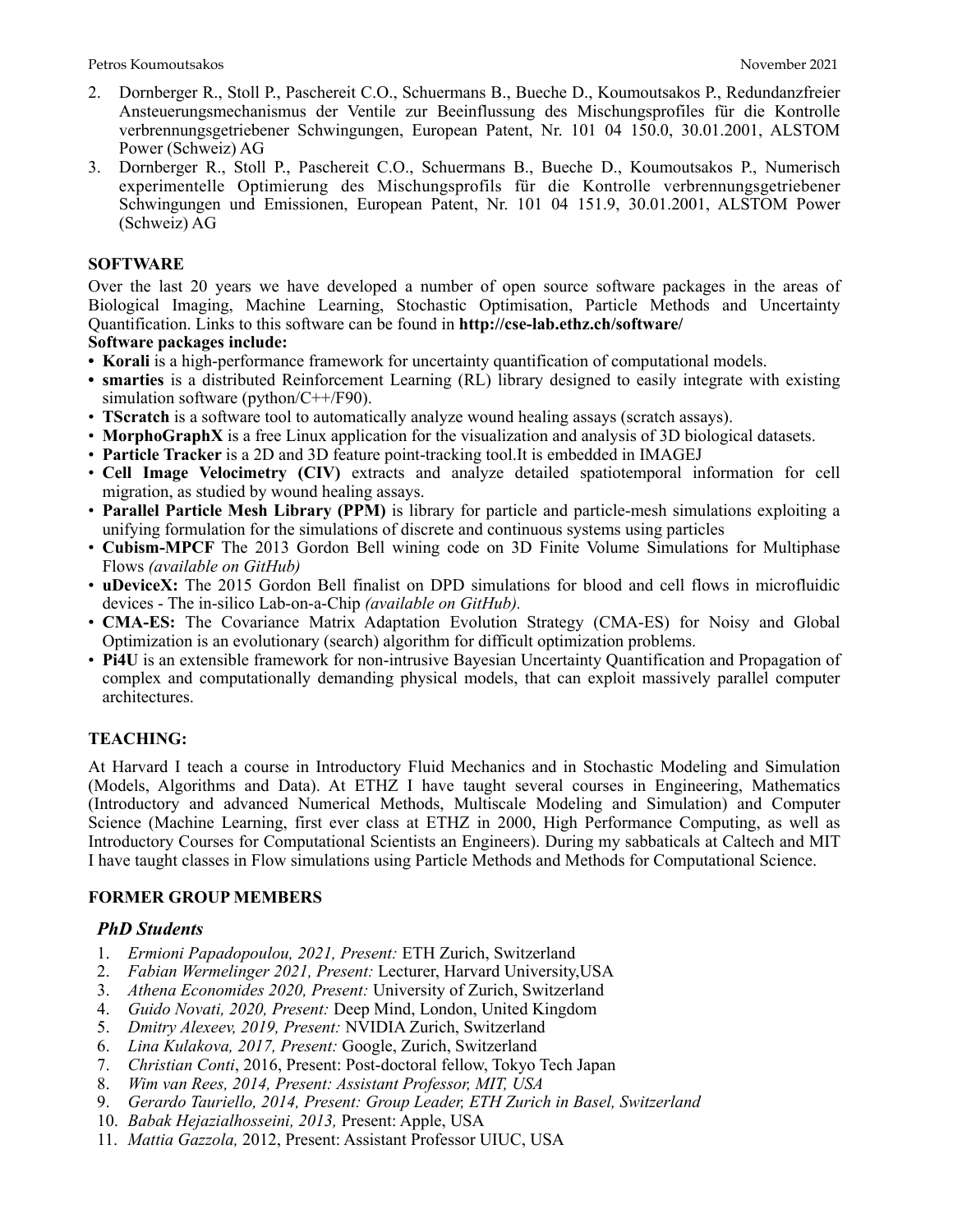2. Dornberger R., Stoll P., Paschereit C.O., Schuermans B., Bueche D., Koumoutsakos P., Redundanzfreier Ansteuerungsmechanismus der Ventile zur Beeinflussung des Mischungsprofiles für die Kontrolle verbrennungsgetriebener Schwingungen, European Patent, Nr. 101 04 150.0, 30.01.2001, ALSTOM Power (Schweiz) AG
3. Dornberger R., Stoll P., Paschereit C.O., Schuermans B., Bueche D., Koumoutsakos P., Numerisch experimentelle Optimierung des Mischungsprofils für die Kontrolle verbrennungsgetriebener Schwingungen und Emissionen, European Patent, Nr. 101 04 151.9, 30.01.2001, ALSTOM Power (Schweiz) AG

**SOFTWARE**

Over the last 20 years we have developed a number of open source software packages in the areas of Biological Imaging, Machine Learning, Stochastic Optimisation, Particle Methods and Uncertainty Quantification. Links to this software can be found in **http://cse-lab.ethz.ch/software/**

**Software packages include:**

- **Korali** is a high-performance framework for uncertainty quantification of computational models.
- **smarties** is a distributed Reinforcement Learning (RL) library designed to easily integrate with existing simulation software (python/C++/F90).
- **TScratch** is a software tool to automatically analyze wound healing assays (scratch assays).
- **MorphoGraphX** is a free Linux application for the visualization and analysis of 3D biological datasets.
- **Particle Tracker** is a 2D and 3D feature point-tracking tool.It is embedded in IMAGEJ
- **Cell Image Velocimetry (CIV)** extracts and analyze detailed spatiotemporal information for cell migration, as studied by wound healing assays.
- **Parallel Particle Mesh Library (PPM)** is library for particle and particle-mesh simulations exploiting a unifying formulation for the simulations of discrete and continuous systems using particles
- **Cubism-MPCF** The 2013 Gordon Bell wining code on 3D Finite Volume Simulations for Multiphase Flows *(available on GitHub)*
- **uDeviceX:** The 2015 Gordon Bell finalist on DPD simulations for blood and cell flows in microfluidic devices - The in-silico Lab-on-a-Chip *(available on GitHub).*
- **CMA-ES:** The Covariance Matrix Adaptation Evolution Strategy (CMA-ES) for Noisy and Global Optimization is an evolutionary (search) algorithm for difficult optimization problems.
- **Pi4U** is an extensible framework for non-intrusive Bayesian Uncertainty Quantification and Propagation of complex and computationally demanding physical models, that can exploit massively parallel computer architectures.

**TEACHING:**

At Harvard I teach a course in Introductory Fluid Mechanics and in Stochastic Modeling and Simulation (Models, Algorithms and Data). At ETHZ I have taught several courses in Engineering, Mathematics (Introductory and advanced Numerical Methods, Multiscale Modeling and Simulation) and Computer Science (Machine Learning, first ever class at ETHZ in 2000, High Performance Computing, as well as Introductory Courses for Computational Scientists an Engineers). During my sabbaticals at Caltech and MIT I have taught classes in Flow simulations using Particle Methods and Methods for Computational Science.

**FORMER GROUP MEMBERS**

***PhD Students***

1. *Ermioni Papadopoulou, 2021, Present:* ETH Zurich, Switzerland
2. *Fabian Wermelinger 2021, Present:* Lecturer, Harvard University,USA
3. *Athena Economides 2020, Present:* University of Zurich, Switzerland
4. *Guido Novati, 2020, Present:* Deep Mind, London, United Kingdom
5. *Dmitry Alexeev, 2019, Present:* NVIDIA Zurich, Switzerland
6. *Lina Kulakova, 2017, Present:* Google, Zurich, Switzerland
7. *Christian Conti*, 2016, Present: Post-doctoral fellow, Tokyo Tech Japan
8. *Wim van Rees, 2014, Present: Assistant Professor, MIT, USA*
9. *Gerardo Tauriello, 2014, Present: Group Leader, ETH Zurich in Basel, Switzerland*
10. *Babak Hejazialhosseini, 2013,* Present: Apple, USA
11. *Mattia Gazzola,* 2012, Present: Assistant Professor UIUC, USA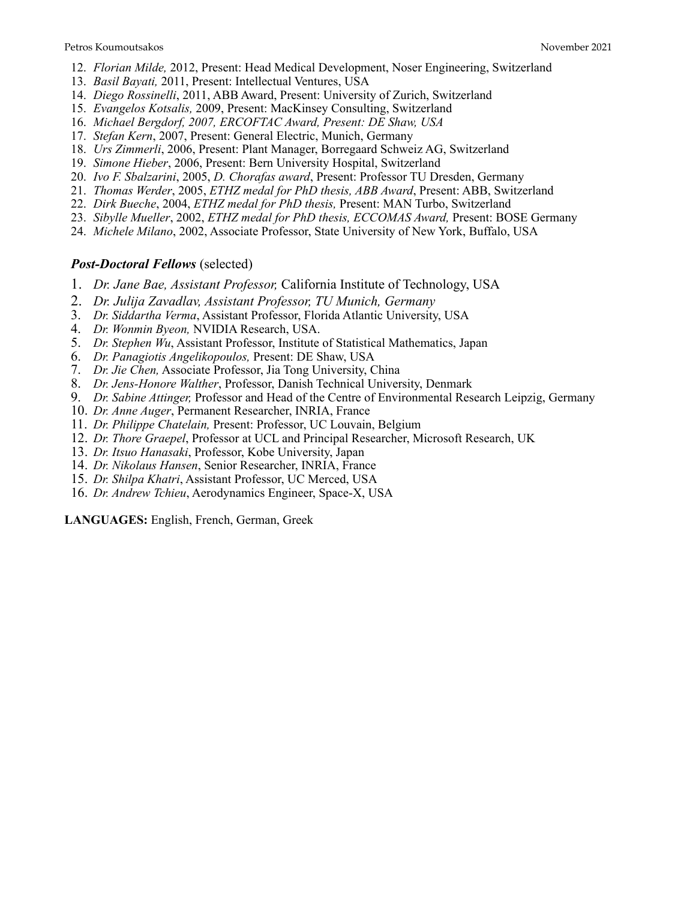12. *Florian Milde,* 2012, Present: Head Medical Development, Noser Engineering, Switzerland
13. *Basil Bayati,* 2011, Present: Intellectual Ventures, USA
14. *Diego Rossinelli*, 2011, ABB Award, Present: University of Zurich, Switzerland
15. *Evangelos Kotsalis,* 2009, Present: MacKinsey Consulting, Switzerland
16. *Michael Bergdorf, 2007, ERCOFTAC Award, Present: DE Shaw, USA*
17. *Stefan Kern*, 2007, Present: General Electric, Munich, Germany
18. *Urs Zimmerli*, 2006, Present: Plant Manager, Borregaard Schweiz AG, Switzerland
19. *Simone Hieber*, 2006, Present: Bern University Hospital, Switzerland
20. *Ivo F. Sbalzarini*, 2005, *D. Chorafas award*, Present: Professor TU Dresden, Germany
21. *Thomas Werder*, 2005, *ETHZ medal for PhD thesis, ABB Award*, Present: ABB, Switzerland
22. *Dirk Bueche*, 2004, *ETHZ medal for PhD thesis,* Present: MAN Turbo, Switzerland
23. *Sibylle Mueller*, 2002, *ETHZ medal for PhD thesis, ECCOMAS Award,* Present: BOSE Germany
24. *Michele Milano*, 2002, Associate Professor, State University of New York, Buffalo, USA

***Post-Doctoral Fellows*** (selected)

1. *Dr. Jane Bae, Assistant Professor,* California Institute of Technology, USA
2. *Dr. Julija Zavadlav, Assistant Professor, TU Munich, Germany*
3. *Dr. Siddartha Verma*, Assistant Professor, Florida Atlantic University, USA
4. *Dr. Wonmin Byeon,* NVIDIA Research, USA.
5. *Dr. Stephen Wu*, Assistant Professor, Institute of Statistical Mathematics, Japan
6. *Dr. Panagiotis Angelikopoulos,* Present: DE Shaw, USA
7. *Dr. Jie Chen,* Associate Professor, Jia Tong University, China
8. *Dr. Jens-Honore Walther*, Professor, Danish Technical University, Denmark
9. *Dr. Sabine Attinger,* Professor and Head of the Centre of Environmental Research Leipzig, Germany
10. *Dr. Anne Auger*, Permanent Researcher, INRIA, France
11. *Dr. Philippe Chatelain,* Present: Professor, UC Louvain, Belgium
12. *Dr. Thore Graepel*, Professor at UCL and Principal Researcher, Microsoft Research, UK
13. *Dr. Itsuo Hanasaki*, Professor, Kobe University, Japan
14. *Dr. Nikolaus Hansen*, Senior Researcher, INRIA, France
15. *Dr. Shilpa Khatri*, Assistant Professor, UC Merced, USA
16. *Dr. Andrew Tchieu*, Aerodynamics Engineer, Space-X, USA

**LANGUAGES:** English, French, German, Greek